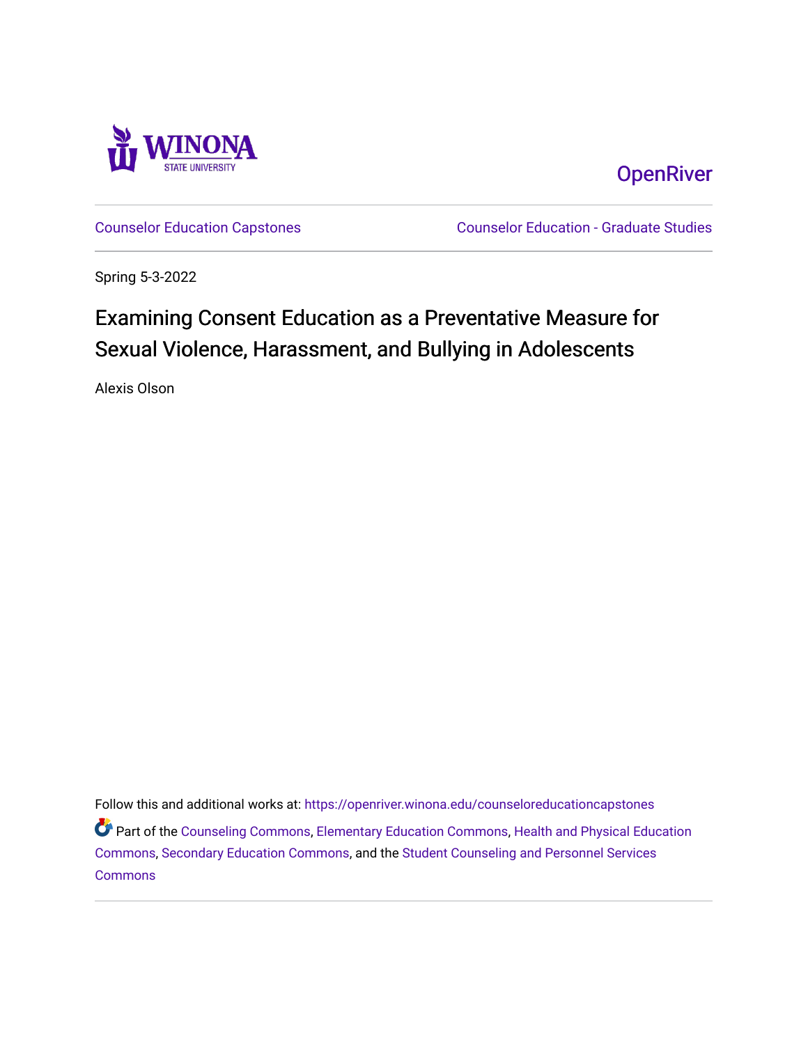OpenRiver

Counselor Education Capstones

Counselor Education - Graduate Studies

Spring 5-3-2022

# Examining Consent Education as a Preventative Measure for Sexual Violence, Harassment, and Bullying in Adolescents

Alexis Olson

Follow this and additional works at: https://openriver.winona.edu/counseloreducationcapstones

Part of the Counseling Commons, Elementary Education Commons, Health and Physical Education Commons, Secondary Education Commons, and the Student Counseling and Personnel Services Commons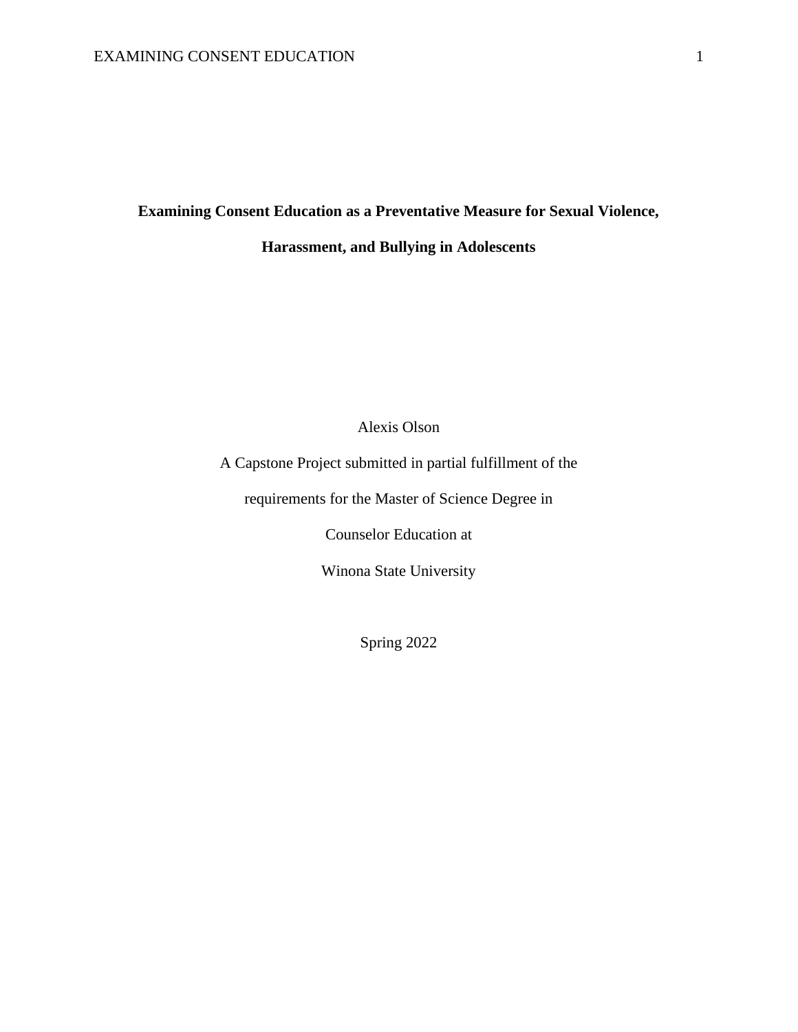# Examining Consent Education as a Preventative Measure for Sexual Violence, Harassment, and Bullying in Adolescents

Alexis Olson

A Capstone Project submitted in partial fulfillment of the

requirements for the Master of Science Degree in

Counselor Education at

Winona State University

Spring 2022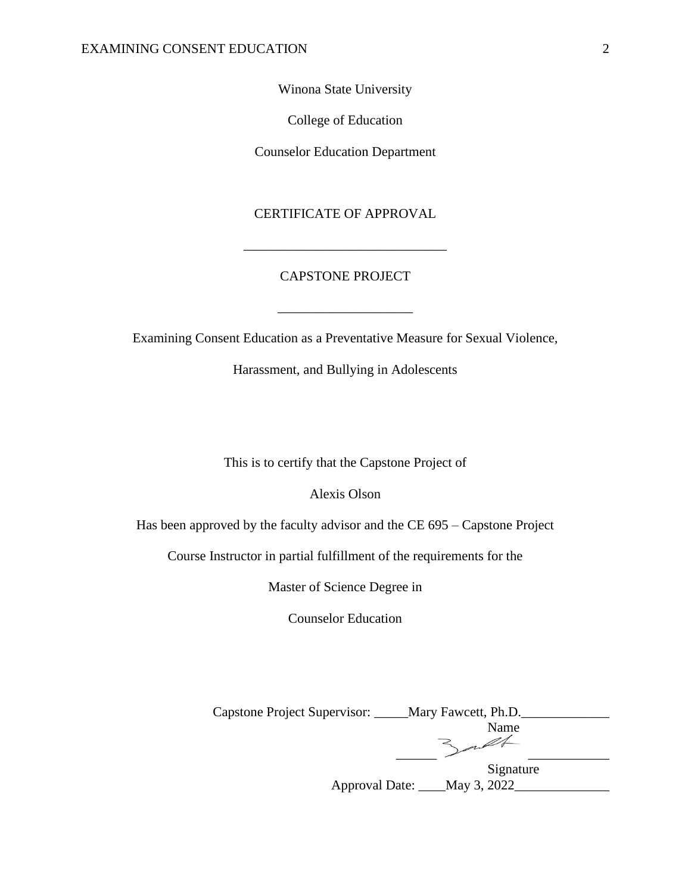Winona State University

College of Education

Counselor Education Department

CERTIFICATE OF APPROVAL

______________________________

CAPSTONE PROJECT

____________________

Examining Consent Education as a Preventative Measure for Sexual Violence, Harassment, and Bullying in Adolescents

This is to certify that the Capstone Project of

Alexis Olson

Has been approved by the faculty advisor and the CE 695 – Capstone Project Course Instructor in partial fulfillment of the requirements for the

Master of Science Degree in

Counselor Education

Capstone Project Supervisor: _____Mary Fawcett, Ph.D._____________
Name

______ ____________
Signature

Approval Date: ____May 3, 2022______________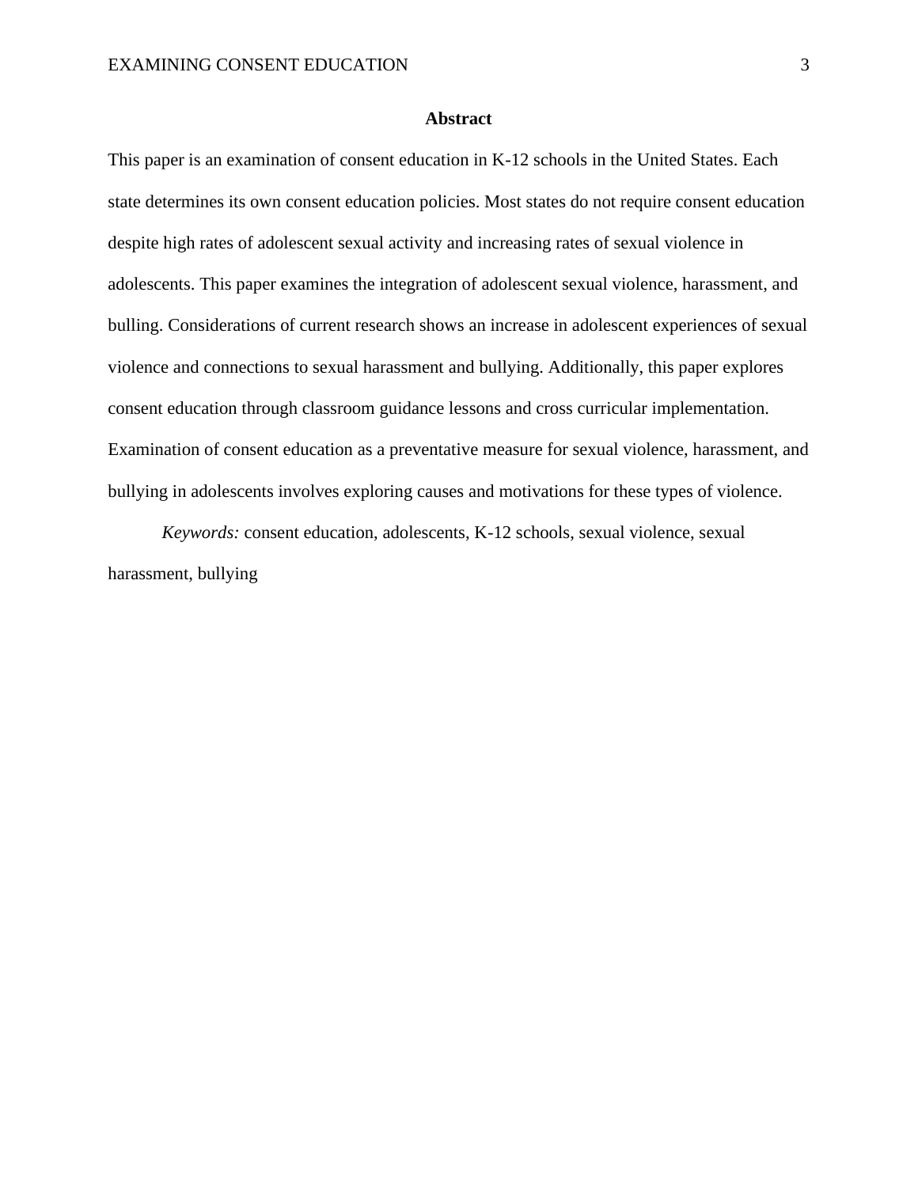## Abstract

This paper is an examination of consent education in K-12 schools in the United States. Each state determines its own consent education policies. Most states do not require consent education despite high rates of adolescent sexual activity and increasing rates of sexual violence in adolescents. This paper examines the integration of adolescent sexual violence, harassment, and bulling. Considerations of current research shows an increase in adolescent experiences of sexual violence and connections to sexual harassment and bullying. Additionally, this paper explores consent education through classroom guidance lessons and cross curricular implementation. Examination of consent education as a preventative measure for sexual violence, harassment, and bullying in adolescents involves exploring causes and motivations for these types of violence.

*Keywords:* consent education, adolescents, K-12 schools, sexual violence, sexual harassment, bullying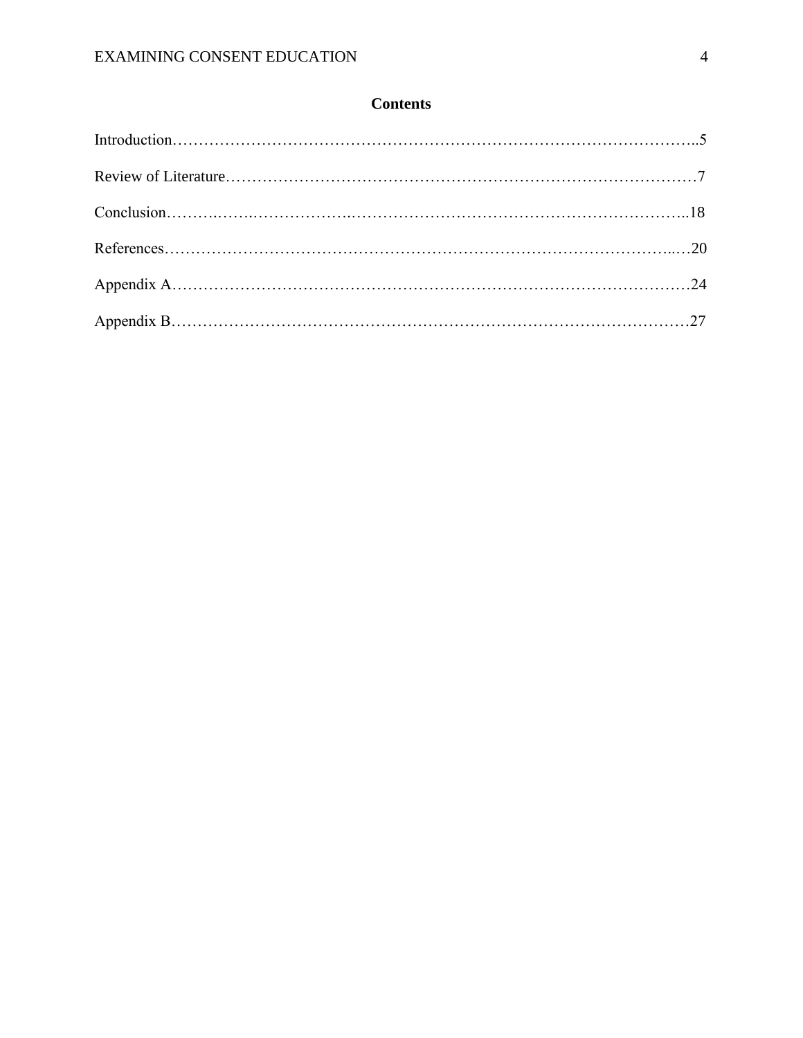# Contents

Introduction……………………………………………………………………………………..5

Review of Literature……………………………………………………………………………7

Conclusion……………………………………………………………………………………..18

References………………………………………………………………………………………20

Appendix A……………………………………………………………………………………24

Appendix B……………………………………………………………………………………27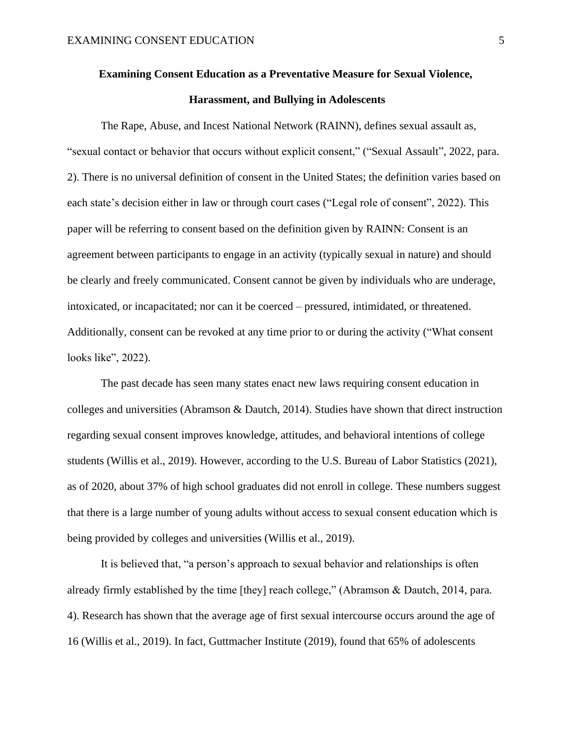# Examining Consent Education as a Preventative Measure for Sexual Violence, Harassment, and Bullying in Adolescents

The Rape, Abuse, and Incest National Network (RAINN), defines sexual assault as, "sexual contact or behavior that occurs without explicit consent," ("Sexual Assault", 2022, para. 2). There is no universal definition of consent in the United States; the definition varies based on each state's decision either in law or through court cases ("Legal role of consent", 2022). This paper will be referring to consent based on the definition given by RAINN: Consent is an agreement between participants to engage in an activity (typically sexual in nature) and should be clearly and freely communicated. Consent cannot be given by individuals who are underage, intoxicated, or incapacitated; nor can it be coerced – pressured, intimidated, or threatened. Additionally, consent can be revoked at any time prior to or during the activity ("What consent looks like", 2022).

The past decade has seen many states enact new laws requiring consent education in colleges and universities (Abramson & Dautch, 2014). Studies have shown that direct instruction regarding sexual consent improves knowledge, attitudes, and behavioral intentions of college students (Willis et al., 2019). However, according to the U.S. Bureau of Labor Statistics (2021), as of 2020, about 37% of high school graduates did not enroll in college. These numbers suggest that there is a large number of young adults without access to sexual consent education which is being provided by colleges and universities (Willis et al., 2019).

It is believed that, "a person's approach to sexual behavior and relationships is often already firmly established by the time [they] reach college," (Abramson & Dautch, 2014, para. 4). Research has shown that the average age of first sexual intercourse occurs around the age of 16 (Willis et al., 2019). In fact, Guttmacher Institute (2019), found that 65% of adolescents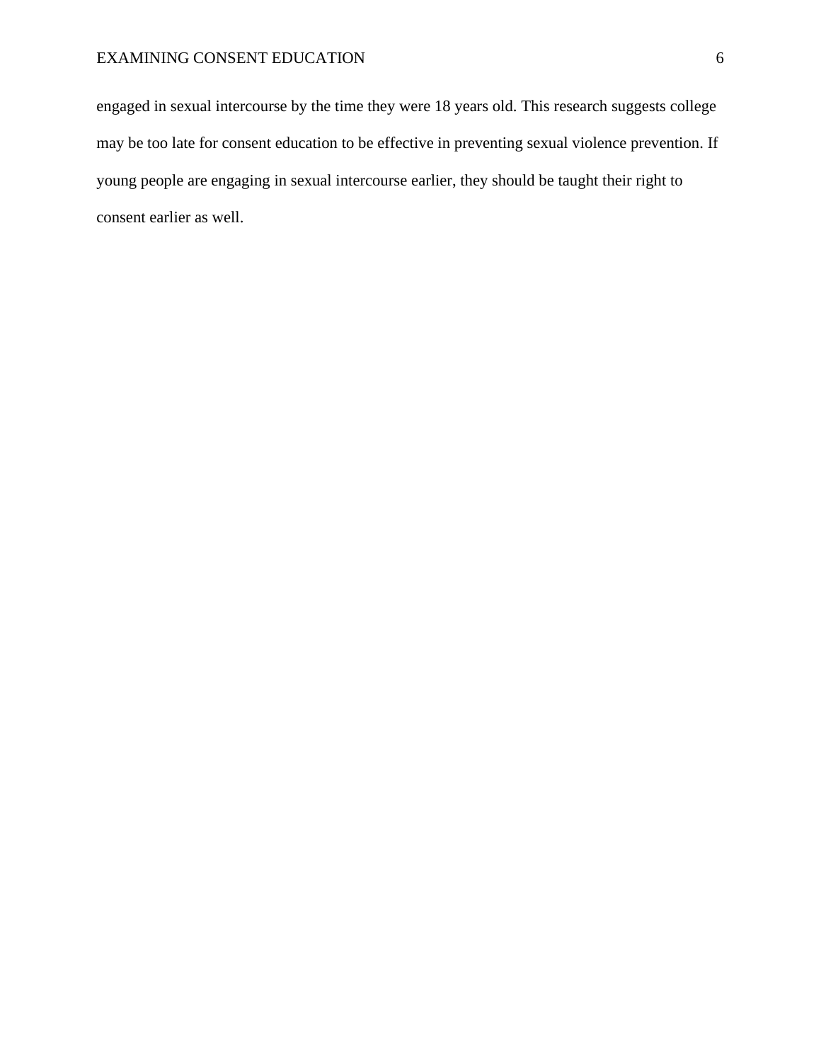engaged in sexual intercourse by the time they were 18 years old. This research suggests college may be too late for consent education to be effective in preventing sexual violence prevention. If young people are engaging in sexual intercourse earlier, they should be taught their right to consent earlier as well.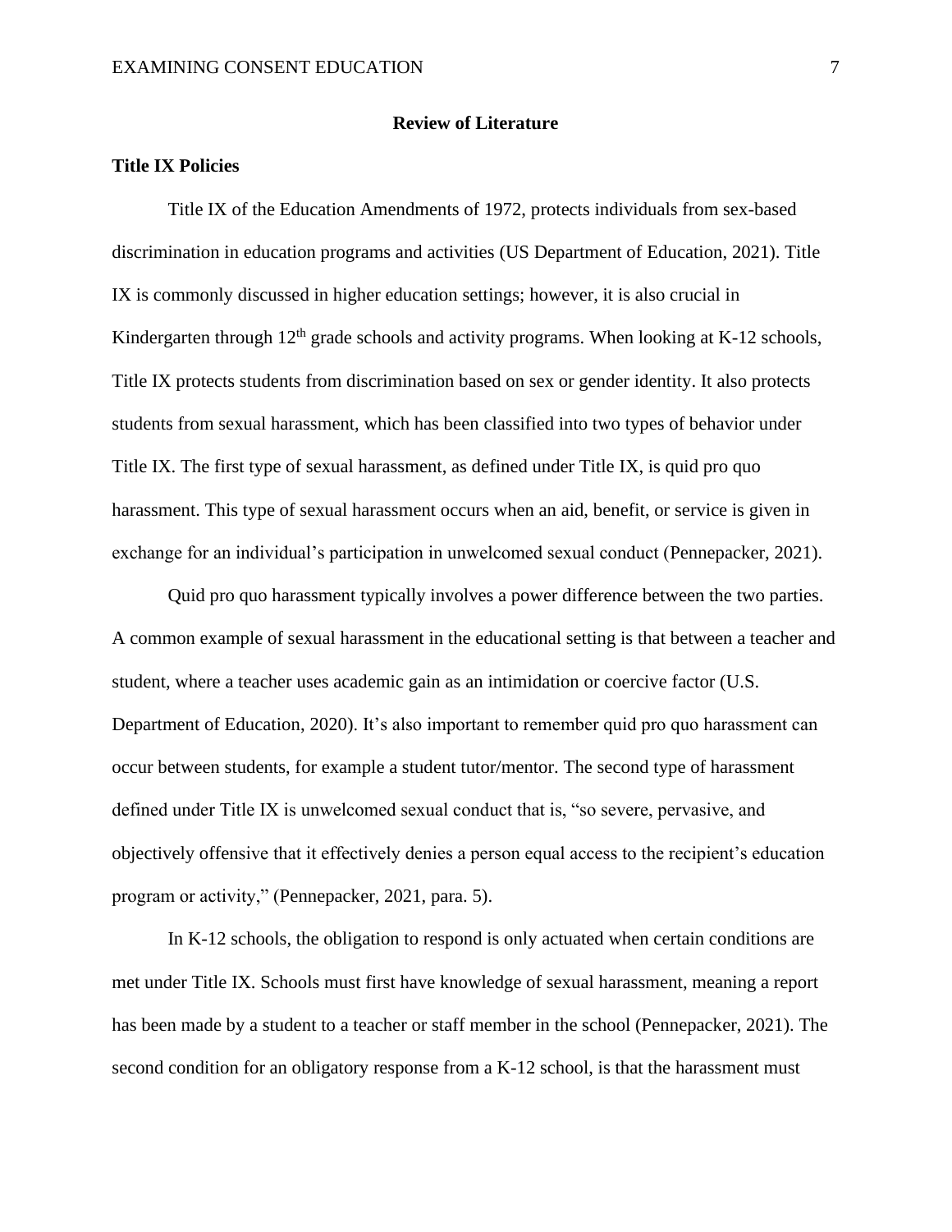## Review of Literature

### Title IX Policies

Title IX of the Education Amendments of 1972, protects individuals from sex-based discrimination in education programs and activities (US Department of Education, 2021). Title IX is commonly discussed in higher education settings; however, it is also crucial in Kindergarten through 12th grade schools and activity programs. When looking at K-12 schools, Title IX protects students from discrimination based on sex or gender identity. It also protects students from sexual harassment, which has been classified into two types of behavior under Title IX. The first type of sexual harassment, as defined under Title IX, is quid pro quo harassment. This type of sexual harassment occurs when an aid, benefit, or service is given in exchange for an individual's participation in unwelcomed sexual conduct (Pennepacker, 2021).

Quid pro quo harassment typically involves a power difference between the two parties. A common example of sexual harassment in the educational setting is that between a teacher and student, where a teacher uses academic gain as an intimidation or coercive factor (U.S. Department of Education, 2020). It's also important to remember quid pro quo harassment can occur between students, for example a student tutor/mentor. The second type of harassment defined under Title IX is unwelcomed sexual conduct that is, "so severe, pervasive, and objectively offensive that it effectively denies a person equal access to the recipient's education program or activity," (Pennepacker, 2021, para. 5).

In K-12 schools, the obligation to respond is only actuated when certain conditions are met under Title IX. Schools must first have knowledge of sexual harassment, meaning a report has been made by a student to a teacher or staff member in the school (Pennepacker, 2021). The second condition for an obligatory response from a K-12 school, is that the harassment must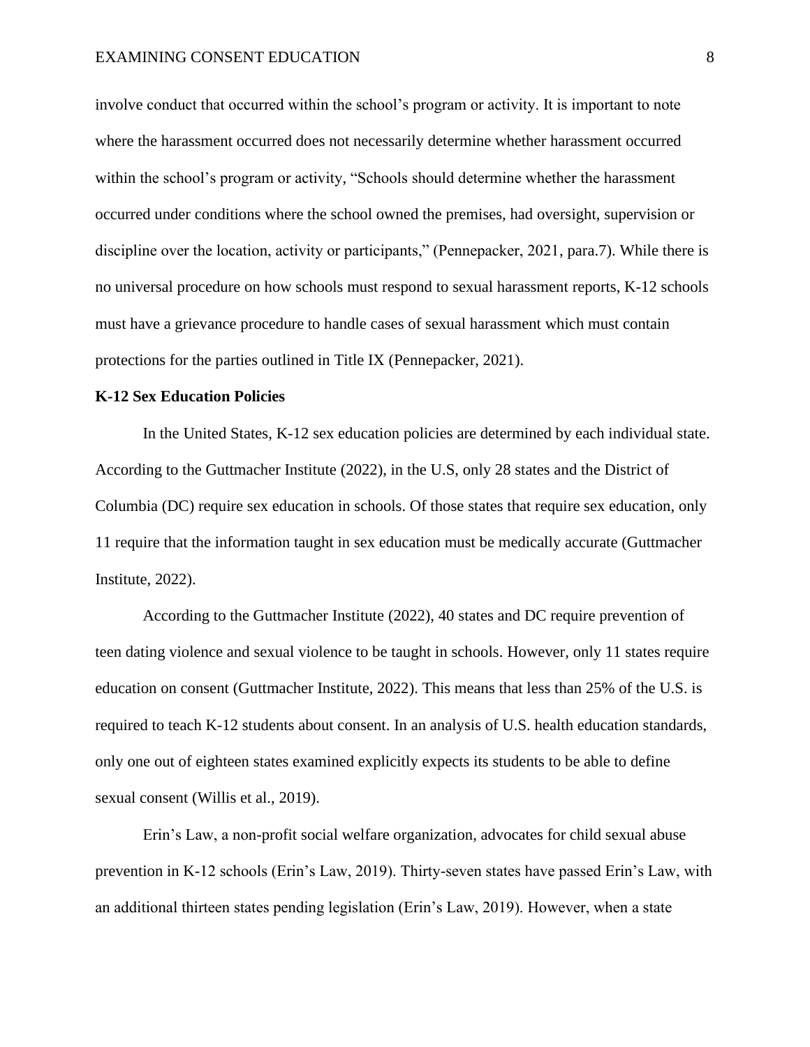involve conduct that occurred within the school's program or activity. It is important to note where the harassment occurred does not necessarily determine whether harassment occurred within the school's program or activity, "Schools should determine whether the harassment occurred under conditions where the school owned the premises, had oversight, supervision or discipline over the location, activity or participants," (Pennepacker, 2021, para.7). While there is no universal procedure on how schools must respond to sexual harassment reports, K-12 schools must have a grievance procedure to handle cases of sexual harassment which must contain protections for the parties outlined in Title IX (Pennepacker, 2021).

**K-12 Sex Education Policies**

In the United States, K-12 sex education policies are determined by each individual state. According to the Guttmacher Institute (2022), in the U.S, only 28 states and the District of Columbia (DC) require sex education in schools. Of those states that require sex education, only 11 require that the information taught in sex education must be medically accurate (Guttmacher Institute, 2022).

According to the Guttmacher Institute (2022), 40 states and DC require prevention of teen dating violence and sexual violence to be taught in schools. However, only 11 states require education on consent (Guttmacher Institute, 2022). This means that less than 25% of the U.S. is required to teach K-12 students about consent. In an analysis of U.S. health education standards, only one out of eighteen states examined explicitly expects its students to be able to define sexual consent (Willis et al., 2019).

Erin's Law, a non-profit social welfare organization, advocates for child sexual abuse prevention in K-12 schools (Erin's Law, 2019). Thirty-seven states have passed Erin's Law, with an additional thirteen states pending legislation (Erin's Law, 2019). However, when a state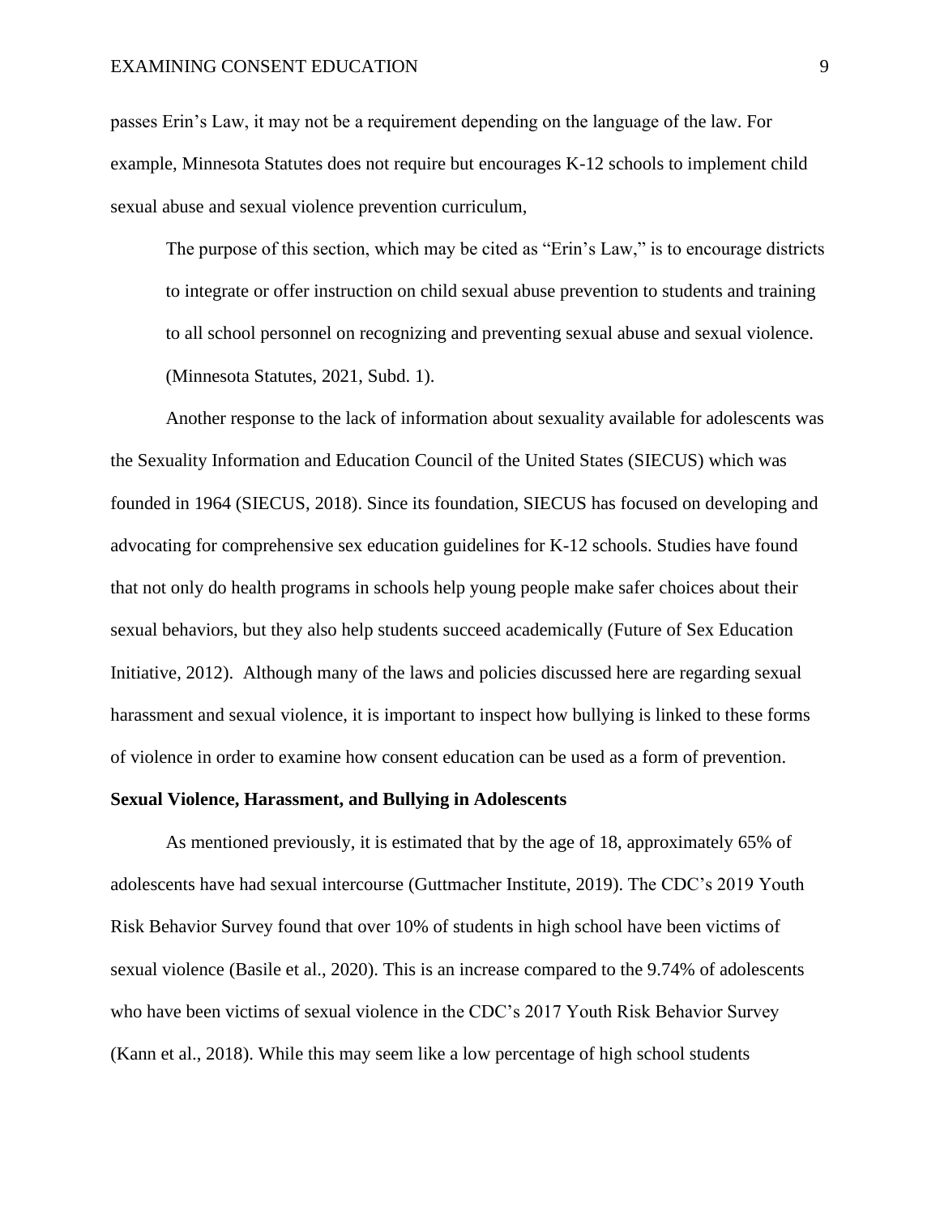passes Erin's Law, it may not be a requirement depending on the language of the law. For example, Minnesota Statutes does not require but encourages K-12 schools to implement child sexual abuse and sexual violence prevention curriculum,

> The purpose of this section, which may be cited as "Erin's Law," is to encourage districts to integrate or offer instruction on child sexual abuse prevention to students and training to all school personnel on recognizing and preventing sexual abuse and sexual violence. (Minnesota Statutes, 2021, Subd. 1).

Another response to the lack of information about sexuality available for adolescents was the Sexuality Information and Education Council of the United States (SIECUS) which was founded in 1964 (SIECUS, 2018). Since its foundation, SIECUS has focused on developing and advocating for comprehensive sex education guidelines for K-12 schools. Studies have found that not only do health programs in schools help young people make safer choices about their sexual behaviors, but they also help students succeed academically (Future of Sex Education Initiative, 2012). Although many of the laws and policies discussed here are regarding sexual harassment and sexual violence, it is important to inspect how bullying is linked to these forms of violence in order to examine how consent education can be used as a form of prevention.

## Sexual Violence, Harassment, and Bullying in Adolescents

As mentioned previously, it is estimated that by the age of 18, approximately 65% of adolescents have had sexual intercourse (Guttmacher Institute, 2019). The CDC's 2019 Youth Risk Behavior Survey found that over 10% of students in high school have been victims of sexual violence (Basile et al., 2020). This is an increase compared to the 9.74% of adolescents who have been victims of sexual violence in the CDC's 2017 Youth Risk Behavior Survey (Kann et al., 2018). While this may seem like a low percentage of high school students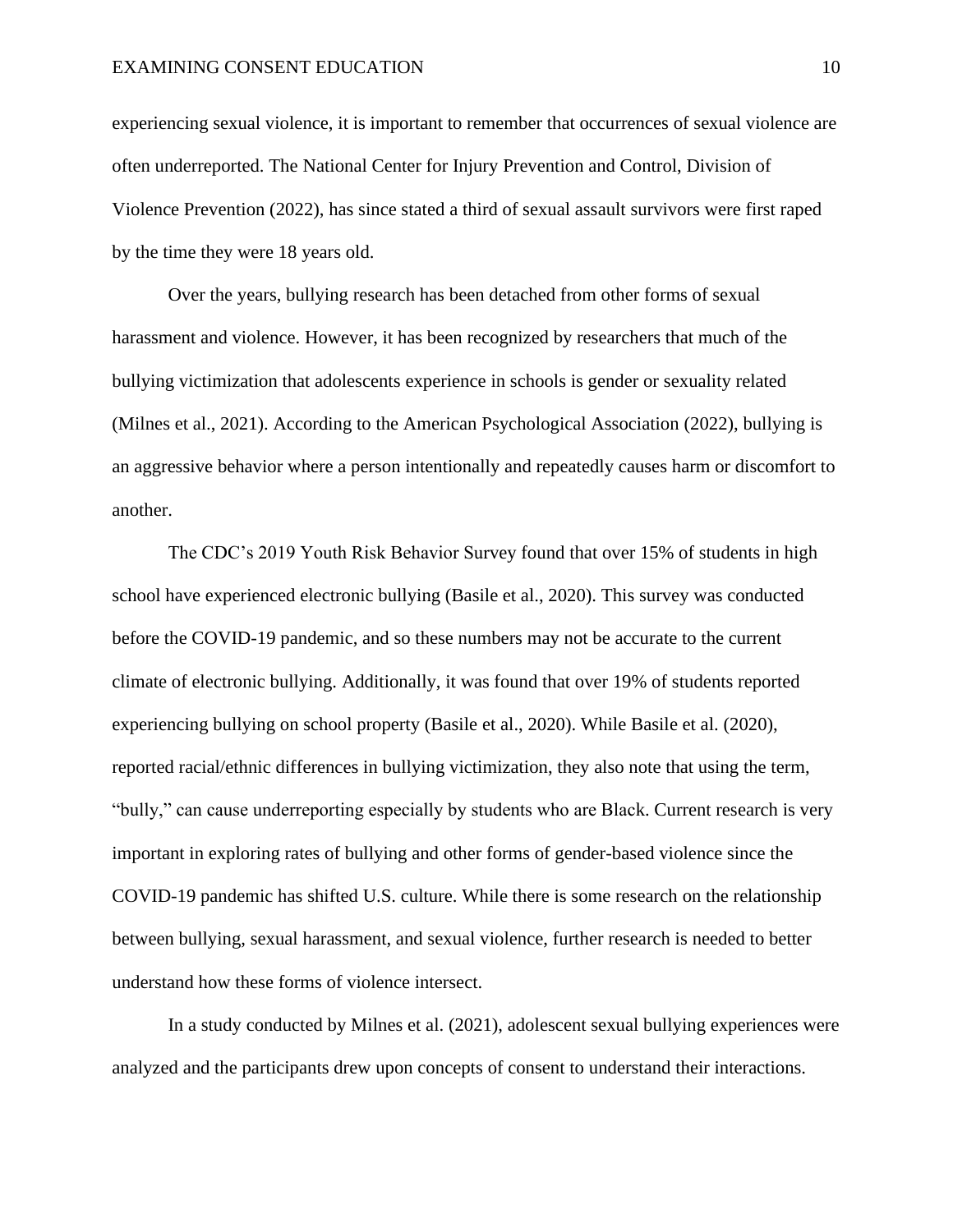experiencing sexual violence, it is important to remember that occurrences of sexual violence are often underreported. The National Center for Injury Prevention and Control, Division of Violence Prevention (2022), has since stated a third of sexual assault survivors were first raped by the time they were 18 years old.

Over the years, bullying research has been detached from other forms of sexual harassment and violence. However, it has been recognized by researchers that much of the bullying victimization that adolescents experience in schools is gender or sexuality related (Milnes et al., 2021). According to the American Psychological Association (2022), bullying is an aggressive behavior where a person intentionally and repeatedly causes harm or discomfort to another.

The CDC's 2019 Youth Risk Behavior Survey found that over 15% of students in high school have experienced electronic bullying (Basile et al., 2020). This survey was conducted before the COVID-19 pandemic, and so these numbers may not be accurate to the current climate of electronic bullying. Additionally, it was found that over 19% of students reported experiencing bullying on school property (Basile et al., 2020). While Basile et al. (2020), reported racial/ethnic differences in bullying victimization, they also note that using the term, "bully," can cause underreporting especially by students who are Black. Current research is very important in exploring rates of bullying and other forms of gender-based violence since the COVID-19 pandemic has shifted U.S. culture. While there is some research on the relationship between bullying, sexual harassment, and sexual violence, further research is needed to better understand how these forms of violence intersect.

In a study conducted by Milnes et al. (2021), adolescent sexual bullying experiences were analyzed and the participants drew upon concepts of consent to understand their interactions.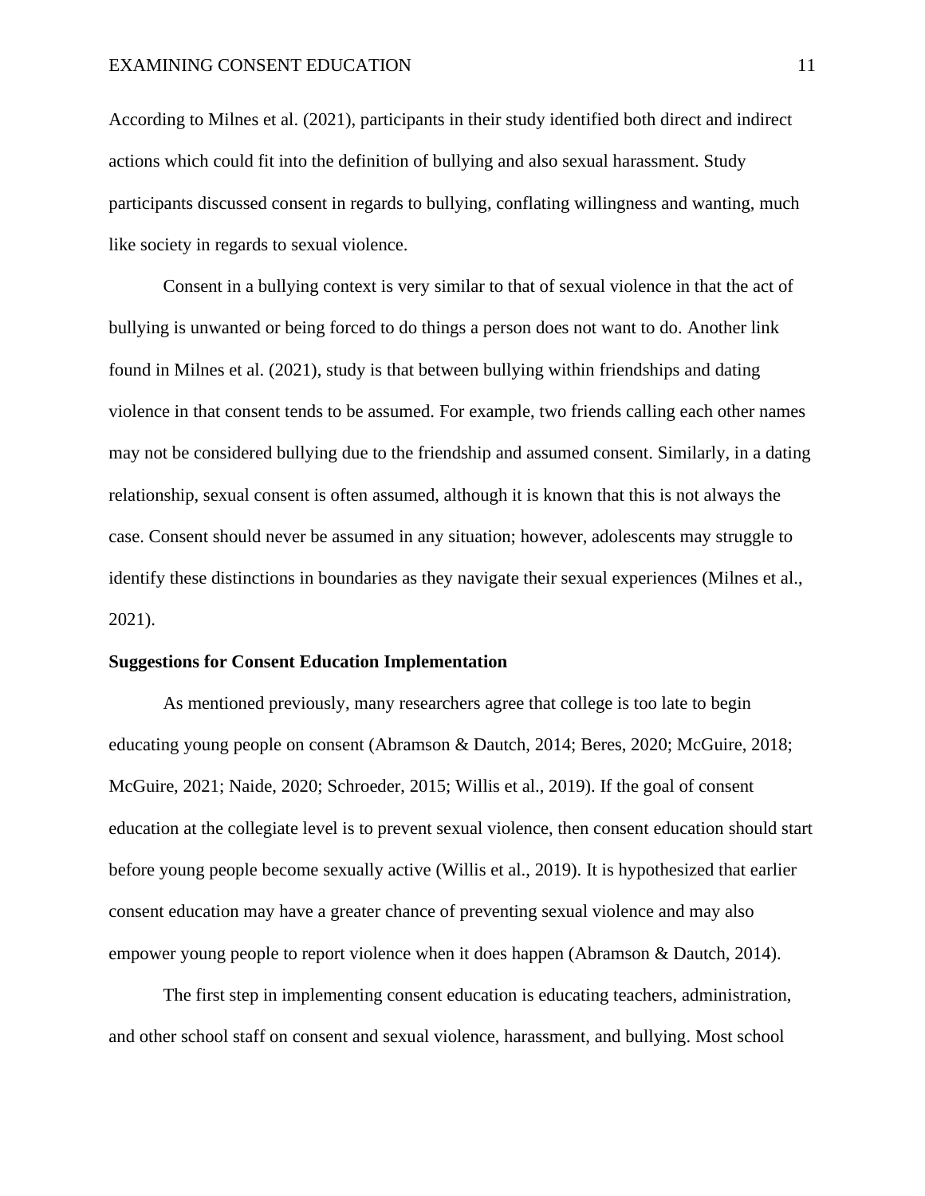According to Milnes et al. (2021), participants in their study identified both direct and indirect actions which could fit into the definition of bullying and also sexual harassment. Study participants discussed consent in regards to bullying, conflating willingness and wanting, much like society in regards to sexual violence.

Consent in a bullying context is very similar to that of sexual violence in that the act of bullying is unwanted or being forced to do things a person does not want to do. Another link found in Milnes et al. (2021), study is that between bullying within friendships and dating violence in that consent tends to be assumed. For example, two friends calling each other names may not be considered bullying due to the friendship and assumed consent. Similarly, in a dating relationship, sexual consent is often assumed, although it is known that this is not always the case. Consent should never be assumed in any situation; however, adolescents may struggle to identify these distinctions in boundaries as they navigate their sexual experiences (Milnes et al., 2021).

## Suggestions for Consent Education Implementation

As mentioned previously, many researchers agree that college is too late to begin educating young people on consent (Abramson & Dautch, 2014; Beres, 2020; McGuire, 2018; McGuire, 2021; Naide, 2020; Schroeder, 2015; Willis et al., 2019). If the goal of consent education at the collegiate level is to prevent sexual violence, then consent education should start before young people become sexually active (Willis et al., 2019). It is hypothesized that earlier consent education may have a greater chance of preventing sexual violence and may also empower young people to report violence when it does happen (Abramson & Dautch, 2014).

The first step in implementing consent education is educating teachers, administration, and other school staff on consent and sexual violence, harassment, and bullying. Most school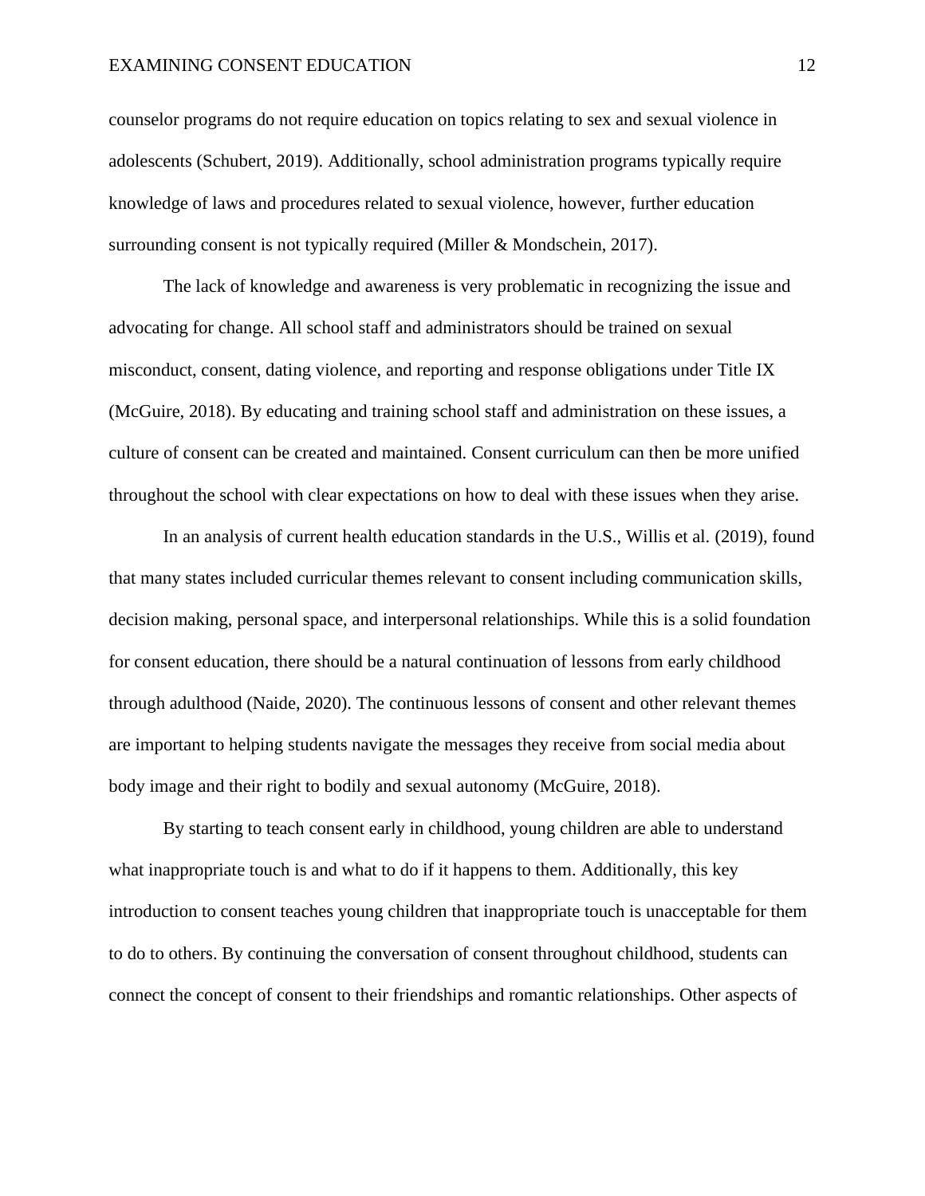counselor programs do not require education on topics relating to sex and sexual violence in adolescents (Schubert, 2019). Additionally, school administration programs typically require knowledge of laws and procedures related to sexual violence, however, further education surrounding consent is not typically required (Miller & Mondschein, 2017).

The lack of knowledge and awareness is very problematic in recognizing the issue and advocating for change. All school staff and administrators should be trained on sexual misconduct, consent, dating violence, and reporting and response obligations under Title IX (McGuire, 2018). By educating and training school staff and administration on these issues, a culture of consent can be created and maintained. Consent curriculum can then be more unified throughout the school with clear expectations on how to deal with these issues when they arise.

In an analysis of current health education standards in the U.S., Willis et al. (2019), found that many states included curricular themes relevant to consent including communication skills, decision making, personal space, and interpersonal relationships. While this is a solid foundation for consent education, there should be a natural continuation of lessons from early childhood through adulthood (Naide, 2020). The continuous lessons of consent and other relevant themes are important to helping students navigate the messages they receive from social media about body image and their right to bodily and sexual autonomy (McGuire, 2018).

By starting to teach consent early in childhood, young children are able to understand what inappropriate touch is and what to do if it happens to them. Additionally, this key introduction to consent teaches young children that inappropriate touch is unacceptable for them to do to others. By continuing the conversation of consent throughout childhood, students can connect the concept of consent to their friendships and romantic relationships. Other aspects of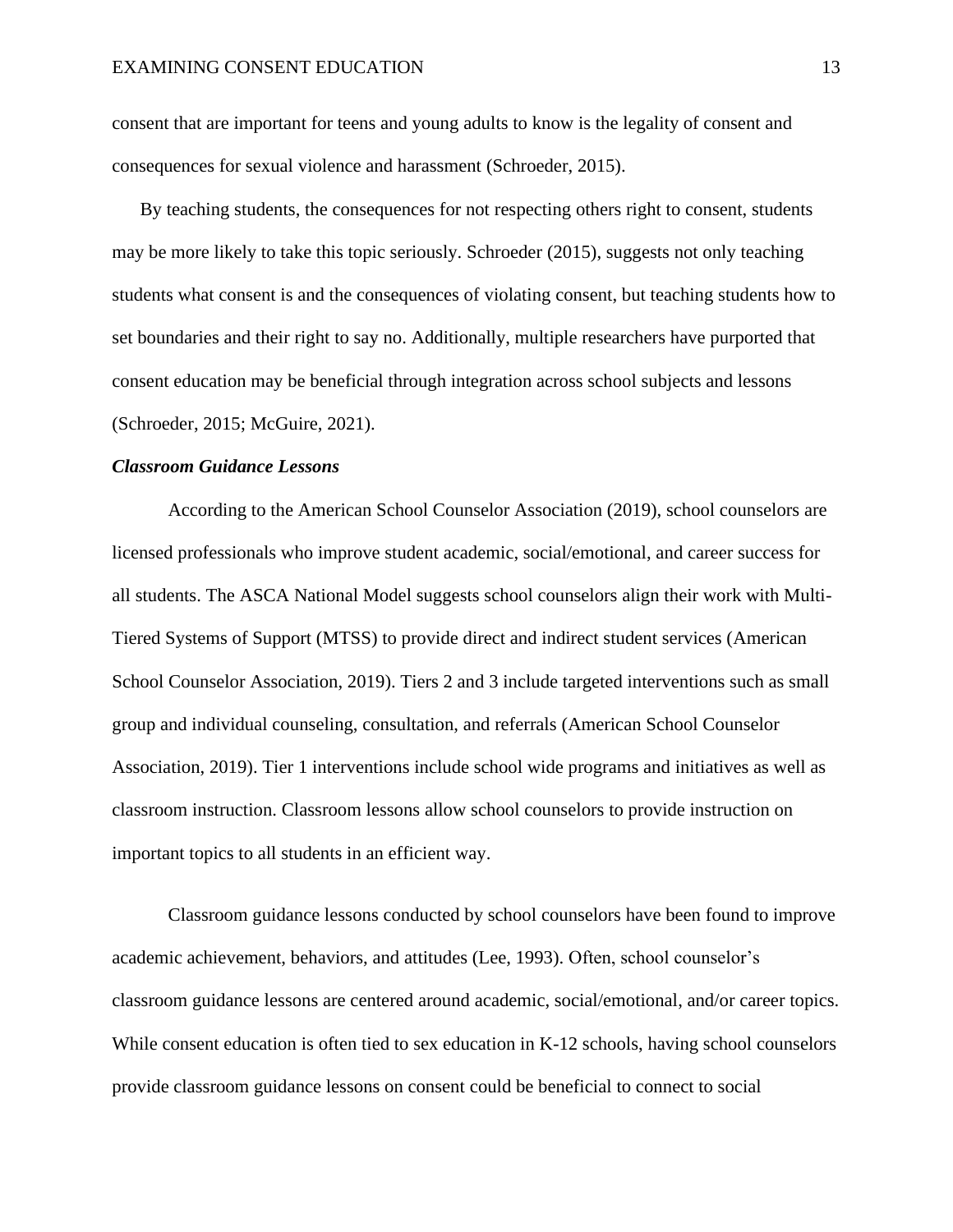consent that are important for teens and young adults to know is the legality of consent and consequences for sexual violence and harassment (Schroeder, 2015).

By teaching students, the consequences for not respecting others right to consent, students may be more likely to take this topic seriously. Schroeder (2015), suggests not only teaching students what consent is and the consequences of violating consent, but teaching students how to set boundaries and their right to say no. Additionally, multiple researchers have purported that consent education may be beneficial through integration across school subjects and lessons (Schroeder, 2015; McGuire, 2021).

***Classroom Guidance Lessons***

According to the American School Counselor Association (2019), school counselors are licensed professionals who improve student academic, social/emotional, and career success for all students. The ASCA National Model suggests school counselors align their work with Multi-Tiered Systems of Support (MTSS) to provide direct and indirect student services (American School Counselor Association, 2019). Tiers 2 and 3 include targeted interventions such as small group and individual counseling, consultation, and referrals (American School Counselor Association, 2019). Tier 1 interventions include school wide programs and initiatives as well as classroom instruction. Classroom lessons allow school counselors to provide instruction on important topics to all students in an efficient way.

Classroom guidance lessons conducted by school counselors have been found to improve academic achievement, behaviors, and attitudes (Lee, 1993). Often, school counselor's classroom guidance lessons are centered around academic, social/emotional, and/or career topics. While consent education is often tied to sex education in K-12 schools, having school counselors provide classroom guidance lessons on consent could be beneficial to connect to social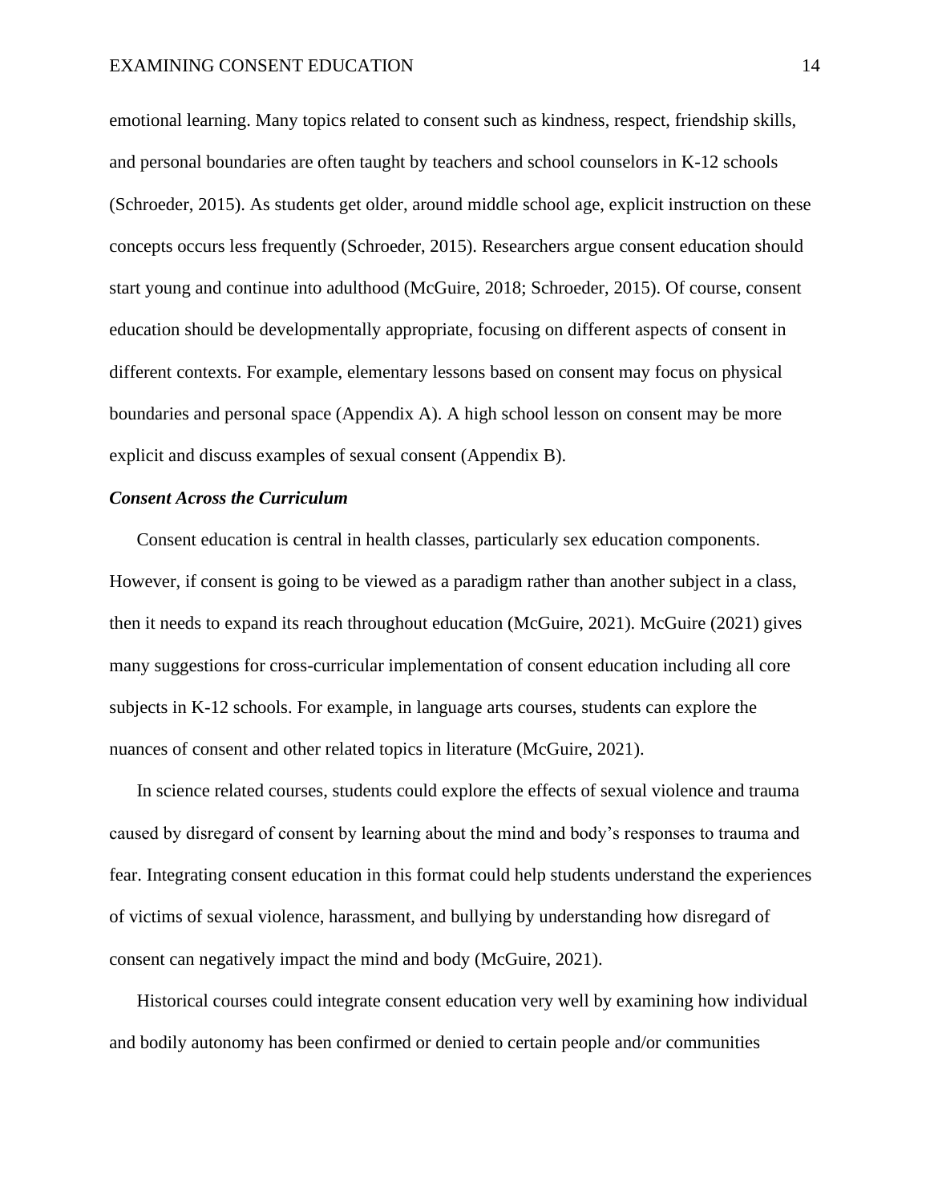emotional learning. Many topics related to consent such as kindness, respect, friendship skills, and personal boundaries are often taught by teachers and school counselors in K-12 schools (Schroeder, 2015). As students get older, around middle school age, explicit instruction on these concepts occurs less frequently (Schroeder, 2015). Researchers argue consent education should start young and continue into adulthood (McGuire, 2018; Schroeder, 2015). Of course, consent education should be developmentally appropriate, focusing on different aspects of consent in different contexts. For example, elementary lessons based on consent may focus on physical boundaries and personal space (Appendix A). A high school lesson on consent may be more explicit and discuss examples of sexual consent (Appendix B).

### *Consent Across the Curriculum*

Consent education is central in health classes, particularly sex education components. However, if consent is going to be viewed as a paradigm rather than another subject in a class, then it needs to expand its reach throughout education (McGuire, 2021). McGuire (2021) gives many suggestions for cross-curricular implementation of consent education including all core subjects in K-12 schools. For example, in language arts courses, students can explore the nuances of consent and other related topics in literature (McGuire, 2021).

In science related courses, students could explore the effects of sexual violence and trauma caused by disregard of consent by learning about the mind and body's responses to trauma and fear. Integrating consent education in this format could help students understand the experiences of victims of sexual violence, harassment, and bullying by understanding how disregard of consent can negatively impact the mind and body (McGuire, 2021).

Historical courses could integrate consent education very well by examining how individual and bodily autonomy has been confirmed or denied to certain people and/or communities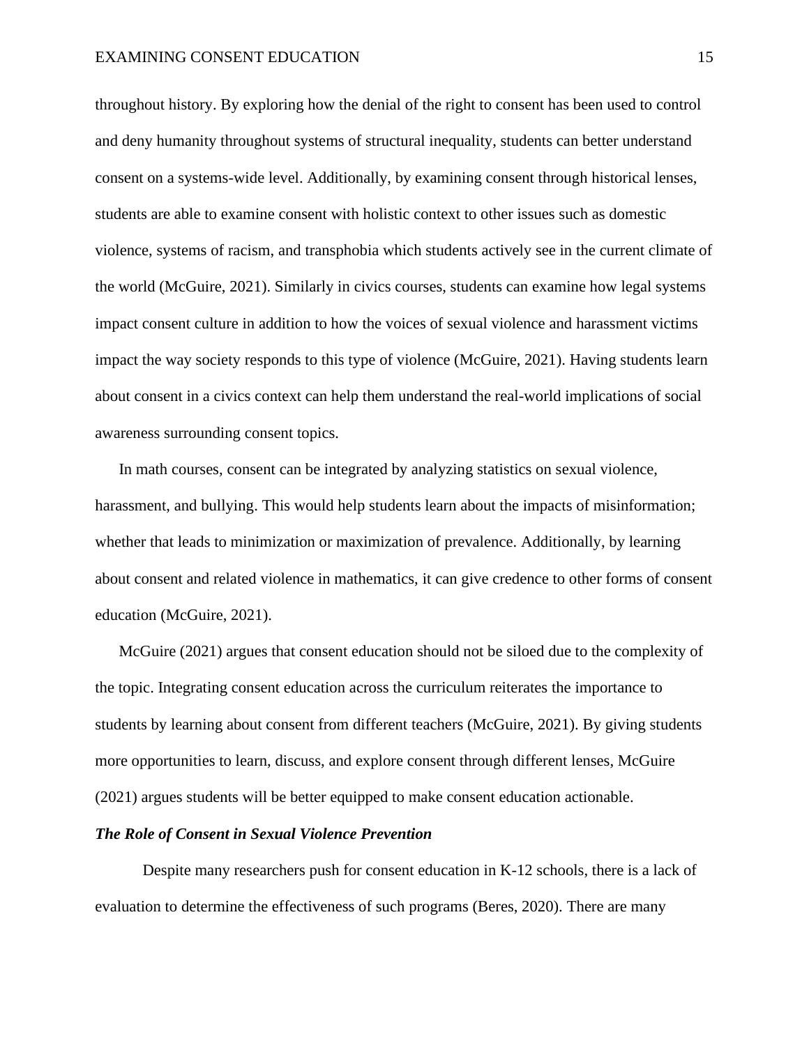throughout history. By exploring how the denial of the right to consent has been used to control and deny humanity throughout systems of structural inequality, students can better understand consent on a systems-wide level. Additionally, by examining consent through historical lenses, students are able to examine consent with holistic context to other issues such as domestic violence, systems of racism, and transphobia which students actively see in the current climate of the world (McGuire, 2021). Similarly in civics courses, students can examine how legal systems impact consent culture in addition to how the voices of sexual violence and harassment victims impact the way society responds to this type of violence (McGuire, 2021). Having students learn about consent in a civics context can help them understand the real-world implications of social awareness surrounding consent topics.

In math courses, consent can be integrated by analyzing statistics on sexual violence, harassment, and bullying. This would help students learn about the impacts of misinformation; whether that leads to minimization or maximization of prevalence. Additionally, by learning about consent and related violence in mathematics, it can give credence to other forms of consent education (McGuire, 2021).

McGuire (2021) argues that consent education should not be siloed due to the complexity of the topic. Integrating consent education across the curriculum reiterates the importance to students by learning about consent from different teachers (McGuire, 2021). By giving students more opportunities to learn, discuss, and explore consent through different lenses, McGuire (2021) argues students will be better equipped to make consent education actionable.

### ***The Role of Consent in Sexual Violence Prevention***

Despite many researchers push for consent education in K-12 schools, there is a lack of evaluation to determine the effectiveness of such programs (Beres, 2020). There are many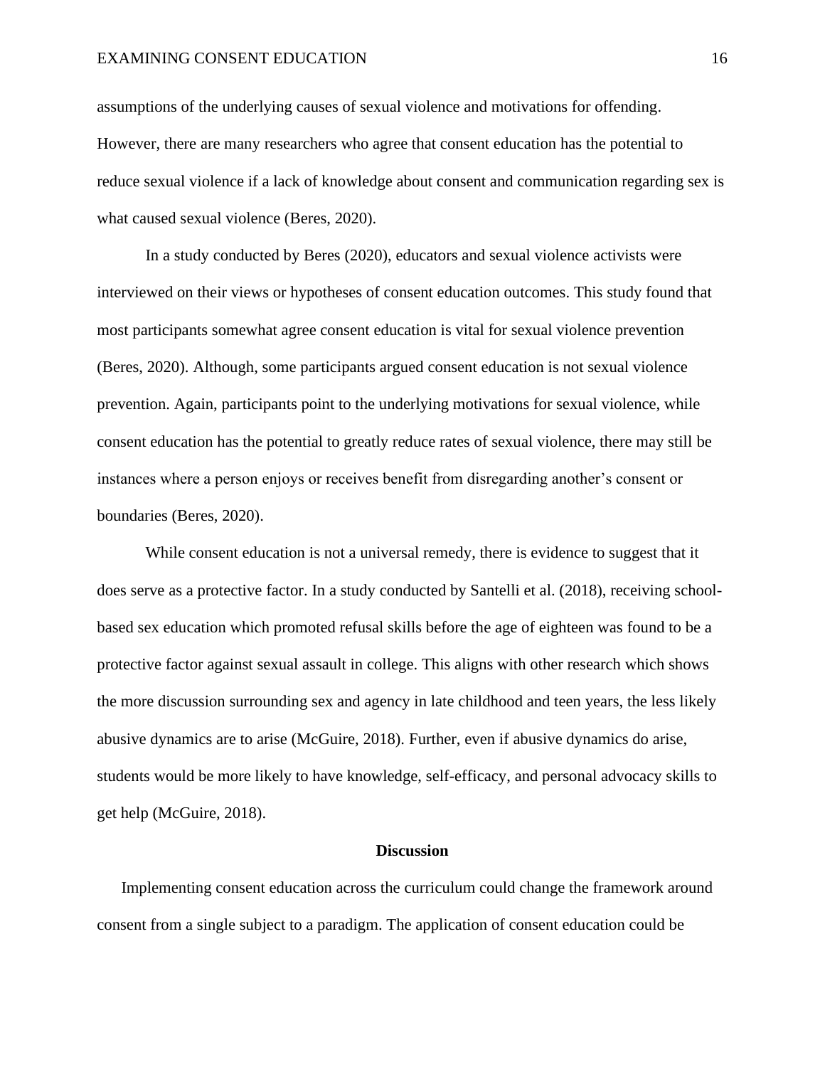assumptions of the underlying causes of sexual violence and motivations for offending. However, there are many researchers who agree that consent education has the potential to reduce sexual violence if a lack of knowledge about consent and communication regarding sex is what caused sexual violence (Beres, 2020).

In a study conducted by Beres (2020), educators and sexual violence activists were interviewed on their views or hypotheses of consent education outcomes. This study found that most participants somewhat agree consent education is vital for sexual violence prevention (Beres, 2020). Although, some participants argued consent education is not sexual violence prevention. Again, participants point to the underlying motivations for sexual violence, while consent education has the potential to greatly reduce rates of sexual violence, there may still be instances where a person enjoys or receives benefit from disregarding another's consent or boundaries (Beres, 2020).

While consent education is not a universal remedy, there is evidence to suggest that it does serve as a protective factor. In a study conducted by Santelli et al. (2018), receiving school-based sex education which promoted refusal skills before the age of eighteen was found to be a protective factor against sexual assault in college. This aligns with other research which shows the more discussion surrounding sex and agency in late childhood and teen years, the less likely abusive dynamics are to arise (McGuire, 2018). Further, even if abusive dynamics do arise, students would be more likely to have knowledge, self-efficacy, and personal advocacy skills to get help (McGuire, 2018).

## Discussion

Implementing consent education across the curriculum could change the framework around consent from a single subject to a paradigm. The application of consent education could be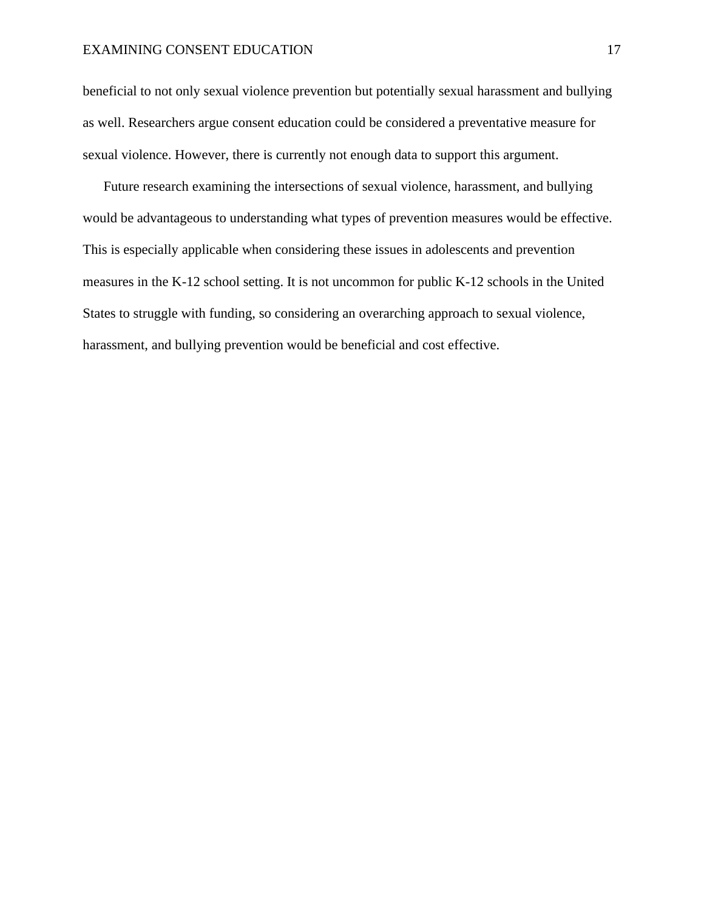beneficial to not only sexual violence prevention but potentially sexual harassment and bullying as well. Researchers argue consent education could be considered a preventative measure for sexual violence. However, there is currently not enough data to support this argument.

Future research examining the intersections of sexual violence, harassment, and bullying would be advantageous to understanding what types of prevention measures would be effective. This is especially applicable when considering these issues in adolescents and prevention measures in the K-12 school setting. It is not uncommon for public K-12 schools in the United States to struggle with funding, so considering an overarching approach to sexual violence, harassment, and bullying prevention would be beneficial and cost effective.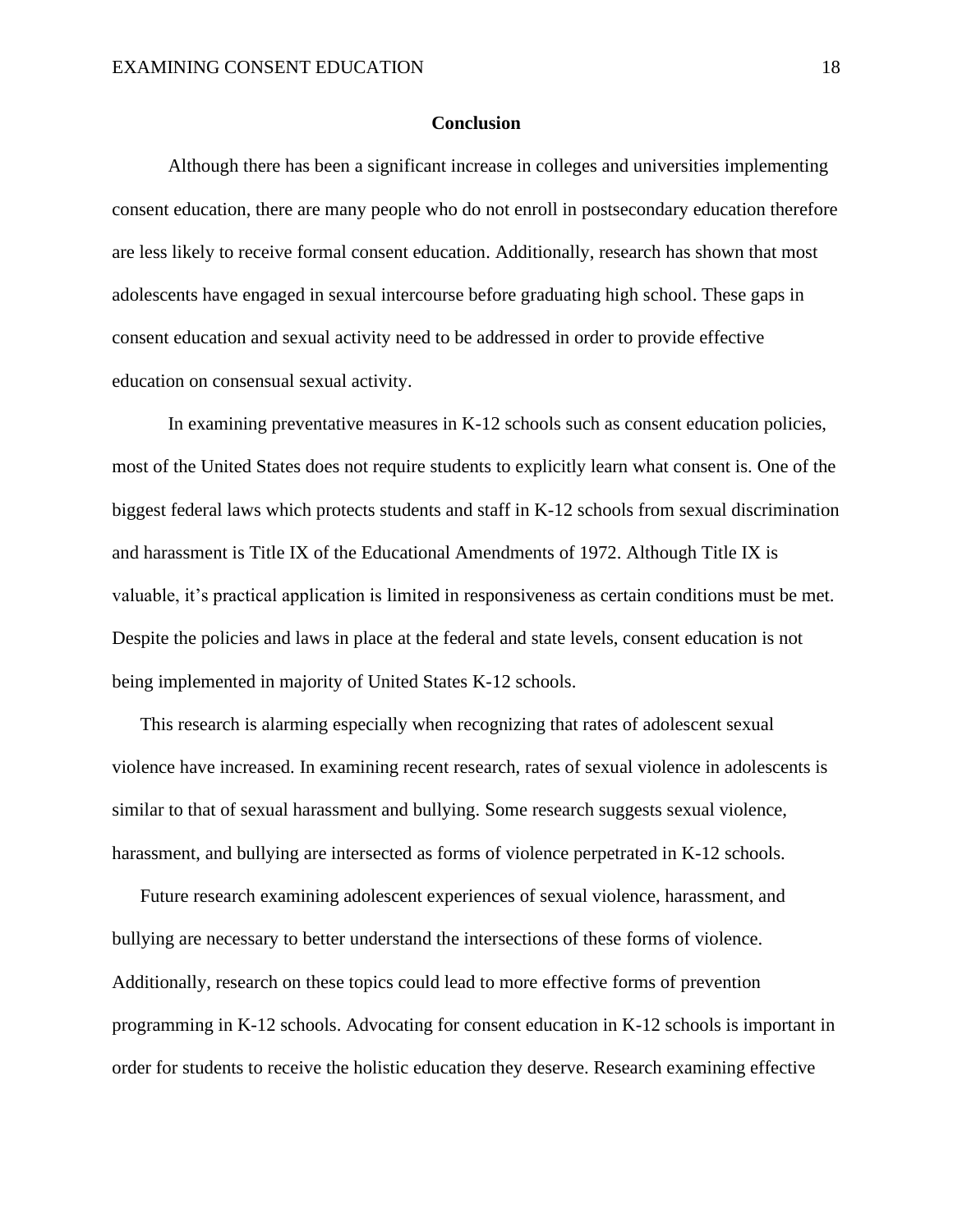## Conclusion

Although there has been a significant increase in colleges and universities implementing consent education, there are many people who do not enroll in postsecondary education therefore are less likely to receive formal consent education. Additionally, research has shown that most adolescents have engaged in sexual intercourse before graduating high school. These gaps in consent education and sexual activity need to be addressed in order to provide effective education on consensual sexual activity.

In examining preventative measures in K-12 schools such as consent education policies, most of the United States does not require students to explicitly learn what consent is. One of the biggest federal laws which protects students and staff in K-12 schools from sexual discrimination and harassment is Title IX of the Educational Amendments of 1972. Although Title IX is valuable, it's practical application is limited in responsiveness as certain conditions must be met. Despite the policies and laws in place at the federal and state levels, consent education is not being implemented in majority of United States K-12 schools.

This research is alarming especially when recognizing that rates of adolescent sexual violence have increased. In examining recent research, rates of sexual violence in adolescents is similar to that of sexual harassment and bullying. Some research suggests sexual violence, harassment, and bullying are intersected as forms of violence perpetrated in K-12 schools.

Future research examining adolescent experiences of sexual violence, harassment, and bullying are necessary to better understand the intersections of these forms of violence. Additionally, research on these topics could lead to more effective forms of prevention programming in K-12 schools. Advocating for consent education in K-12 schools is important in order for students to receive the holistic education they deserve. Research examining effective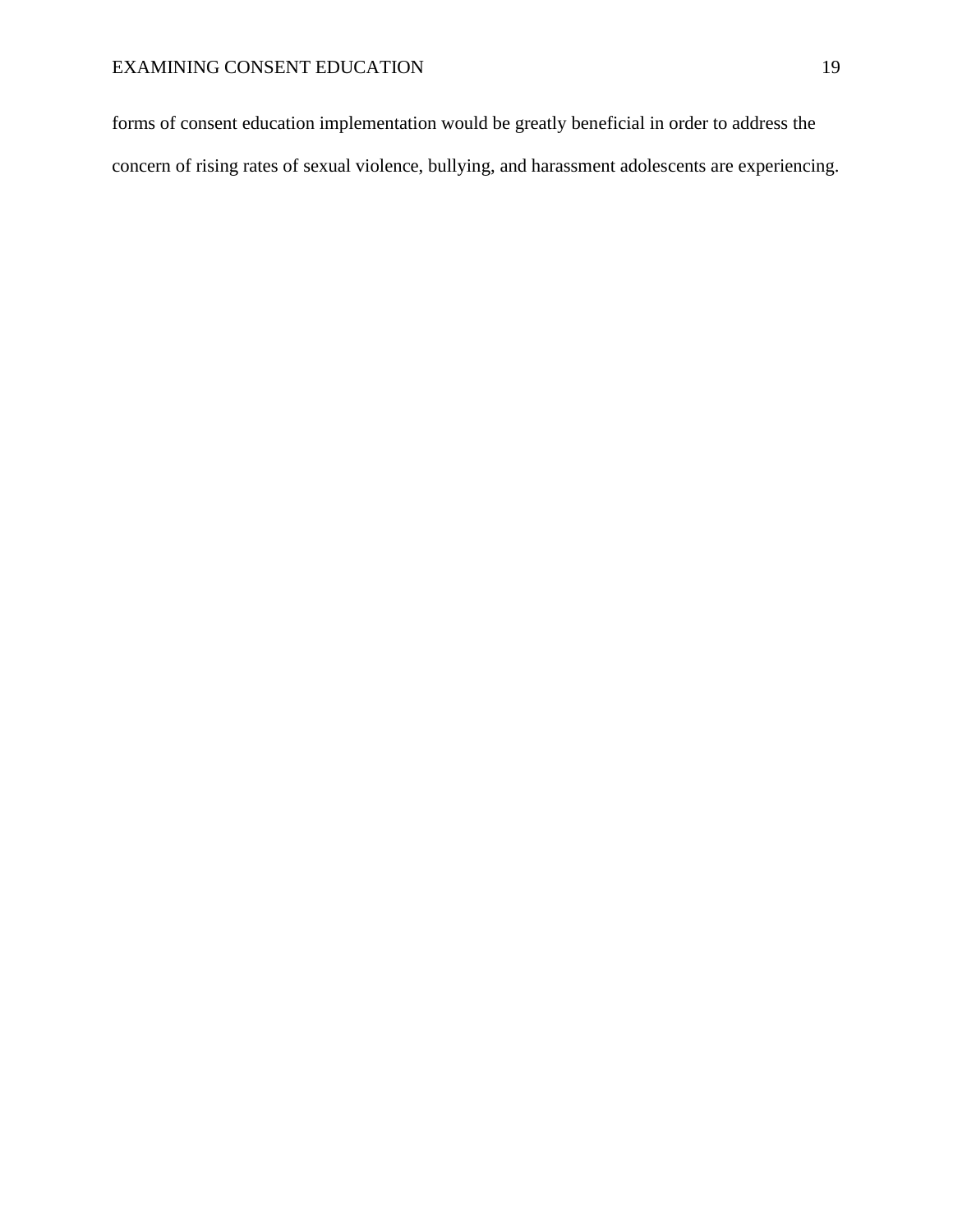forms of consent education implementation would be greatly beneficial in order to address the concern of rising rates of sexual violence, bullying, and harassment adolescents are experiencing.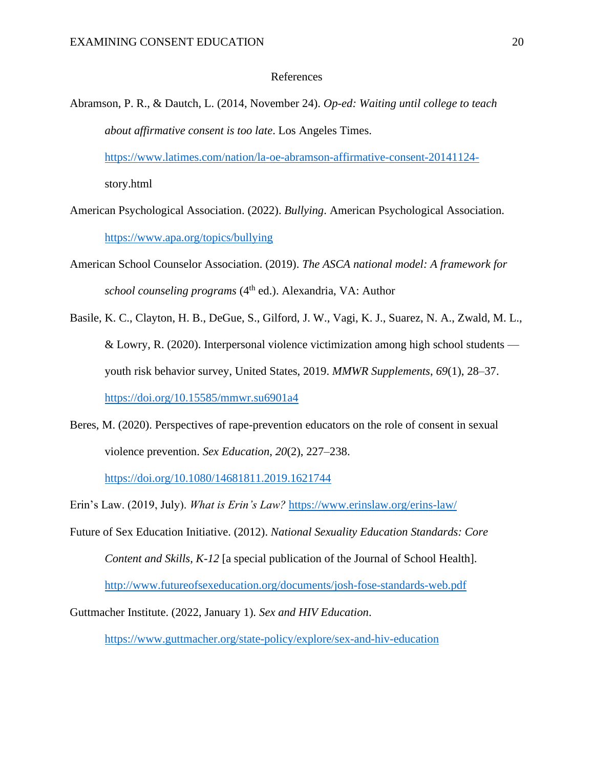# References

Abramson, P. R., & Dautch, L. (2014, November 24). *Op-ed: Waiting until college to teach about affirmative consent is too late*. Los Angeles Times. https://www.latimes.com/nation/la-oe-abramson-affirmative-consent-20141124-story.html

American Psychological Association. (2022). *Bullying*. American Psychological Association. https://www.apa.org/topics/bullying

American School Counselor Association. (2019). *The ASCA national model: A framework for school counseling programs* (4th ed.). Alexandria, VA: Author

Basile, K. C., Clayton, H. B., DeGue, S., Gilford, J. W., Vagi, K. J., Suarez, N. A., Zwald, M. L., & Lowry, R. (2020). Interpersonal violence victimization among high school students — youth risk behavior survey, United States, 2019. *MMWR Supplements*, *69*(1), 28–37. https://doi.org/10.15585/mmwr.su6901a4

Beres, M. (2020). Perspectives of rape-prevention educators on the role of consent in sexual violence prevention. *Sex Education*, *20*(2), 227–238. https://doi.org/10.1080/14681811.2019.1621744

Erin's Law. (2019, July). *What is Erin's Law?* https://www.erinslaw.org/erins-law/

Future of Sex Education Initiative. (2012). *National Sexuality Education Standards: Core Content and Skills, K-12* [a special publication of the Journal of School Health]. http://www.futureofsexeducation.org/documents/josh-fose-standards-web.pdf

Guttmacher Institute. (2022, January 1). *Sex and HIV Education*. https://www.guttmacher.org/state-policy/explore/sex-and-hiv-education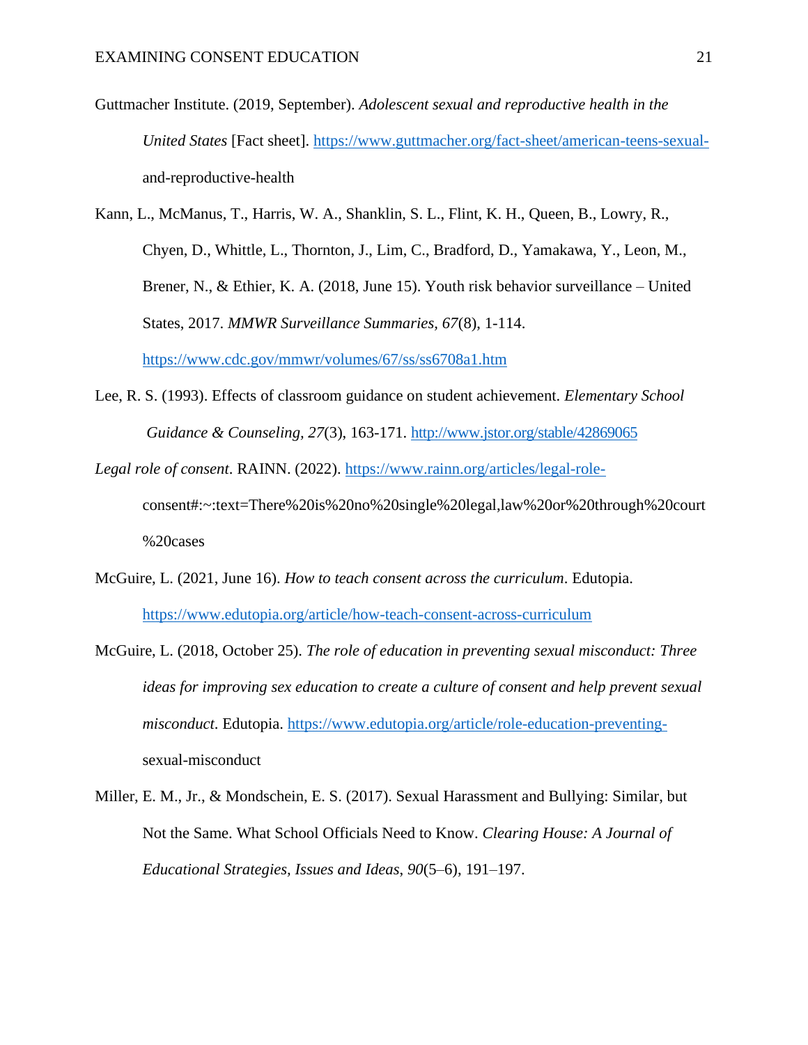Guttmacher Institute. (2019, September). *Adolescent sexual and reproductive health in the United States* [Fact sheet]. https://www.guttmacher.org/fact-sheet/american-teens-sexual-and-reproductive-health

Kann, L., McManus, T., Harris, W. A., Shanklin, S. L., Flint, K. H., Queen, B., Lowry, R., Chyen, D., Whittle, L., Thornton, J., Lim, C., Bradford, D., Yamakawa, Y., Leon, M., Brener, N., & Ethier, K. A. (2018, June 15). Youth risk behavior surveillance – United States, 2017. *MMWR Surveillance Summaries, 67*(8), 1-114. https://www.cdc.gov/mmwr/volumes/67/ss/ss6708a1.htm

Lee, R. S. (1993). Effects of classroom guidance on student achievement. *Elementary School Guidance & Counseling, 27*(3), 163-171. http://www.jstor.org/stable/42869065

*Legal role of consent*. RAINN. (2022). https://www.rainn.org/articles/legal-role-consent#:~:text=There%20is%20no%20single%20legal,law%20or%20through%20court%20cases

McGuire, L. (2021, June 16). *How to teach consent across the curriculum*. Edutopia. https://www.edutopia.org/article/how-teach-consent-across-curriculum

McGuire, L. (2018, October 25). *The role of education in preventing sexual misconduct: Three ideas for improving sex education to create a culture of consent and help prevent sexual misconduct*. Edutopia. https://www.edutopia.org/article/role-education-preventing-sexual-misconduct

Miller, E. M., Jr., & Mondschein, E. S. (2017). Sexual Harassment and Bullying: Similar, but Not the Same. What School Officials Need to Know. *Clearing House: A Journal of Educational Strategies, Issues and Ideas*, *90*(5–6), 191–197.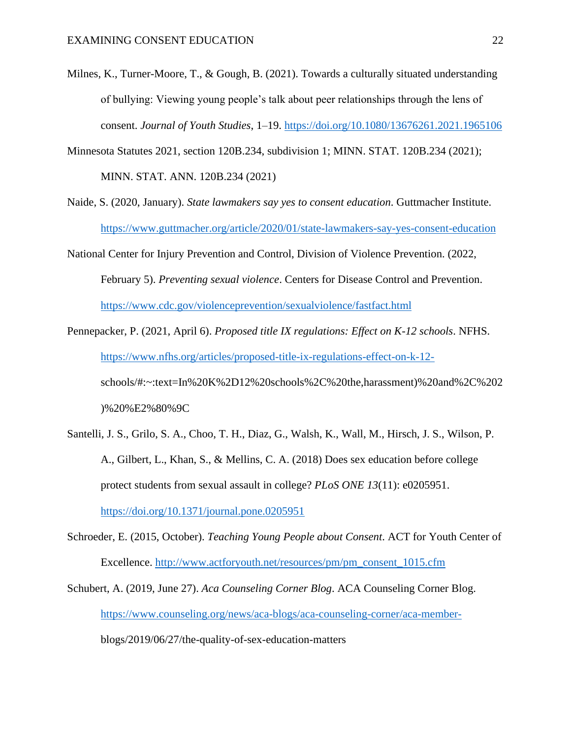Milnes, K., Turner-Moore, T., & Gough, B. (2021). Towards a culturally situated understanding of bullying: Viewing young people's talk about peer relationships through the lens of consent. *Journal of Youth Studies*, 1–19. https://doi.org/10.1080/13676261.2021.1965106

Minnesota Statutes 2021, section 120B.234, subdivision 1; MINN. STAT. 120B.234 (2021); MINN. STAT. ANN. 120B.234 (2021)

Naide, S. (2020, January). *State lawmakers say yes to consent education*. Guttmacher Institute. https://www.guttmacher.org/article/2020/01/state-lawmakers-say-yes-consent-education

National Center for Injury Prevention and Control, Division of Violence Prevention. (2022, February 5). *Preventing sexual violence*. Centers for Disease Control and Prevention. https://www.cdc.gov/violenceprevention/sexualviolence/fastfact.html

Pennepacker, P. (2021, April 6). *Proposed title IX regulations: Effect on K-12 schools*. NFHS. https://www.nfhs.org/articles/proposed-title-ix-regulations-effect-on-k-12-schools/#:~:text=In%20K%2D12%20schools%2C%20the,harassment)%20and%2C%202)%20%E2%80%9C

Santelli, J. S., Grilo, S. A., Choo, T. H., Diaz, G., Walsh, K., Wall, M., Hirsch, J. S., Wilson, P. A., Gilbert, L., Khan, S., & Mellins, C. A. (2018) Does sex education before college protect students from sexual assault in college? *PLoS ONE 13*(11): e0205951. https://doi.org/10.1371/journal.pone.0205951

Schroeder, E. (2015, October). *Teaching Young People about Consent*. ACT for Youth Center of Excellence. http://www.actforyouth.net/resources/pm/pm_consent_1015.cfm

Schubert, A. (2019, June 27). *Aca Counseling Corner Blog*. ACA Counseling Corner Blog. https://www.counseling.org/news/aca-blogs/aca-counseling-corner/aca-member-blogs/2019/06/27/the-quality-of-sex-education-matters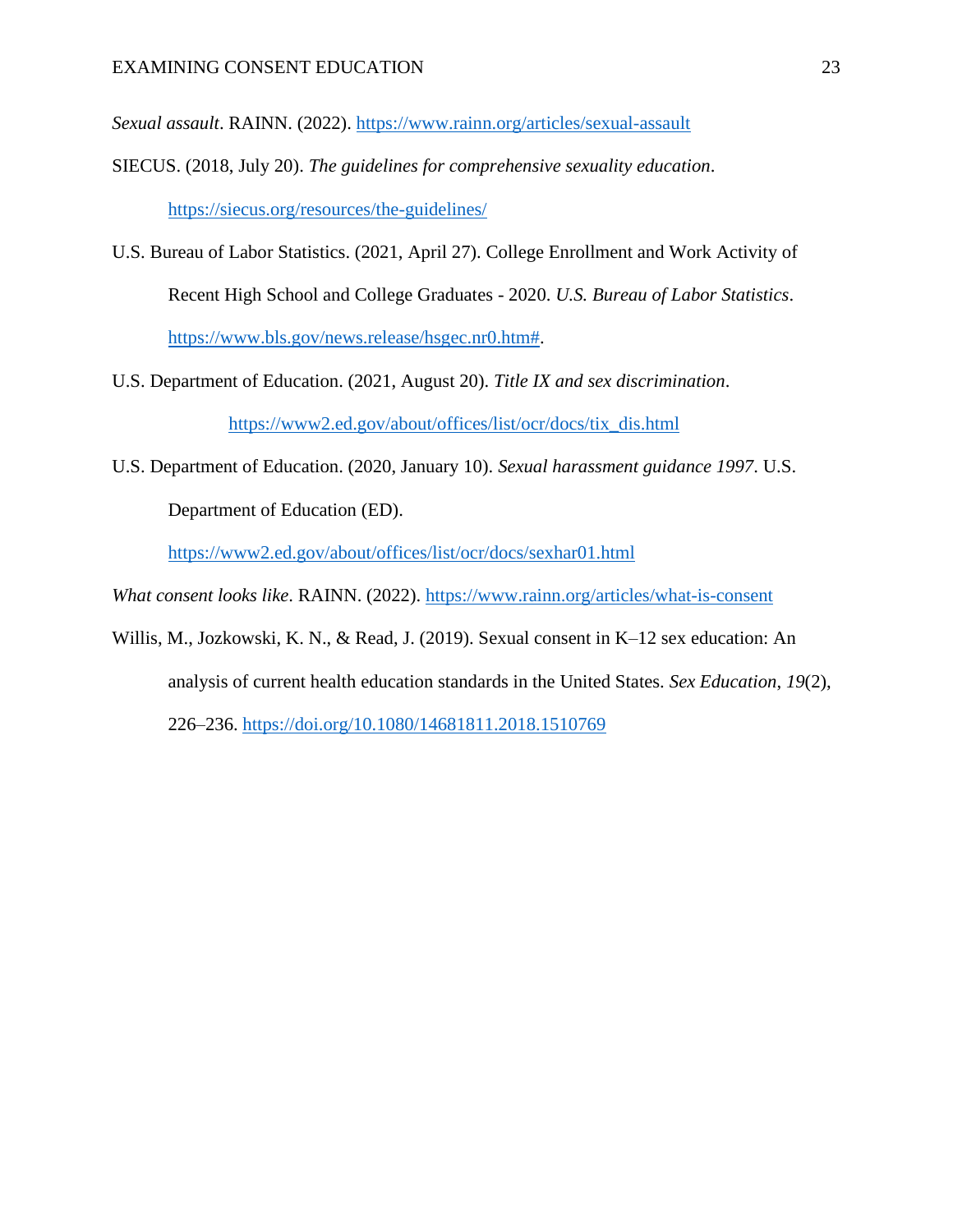*Sexual assault*. RAINN. (2022). https://www.rainn.org/articles/sexual-assault

SIECUS. (2018, July 20). *The guidelines for comprehensive sexuality education*. https://siecus.org/resources/the-guidelines/

U.S. Bureau of Labor Statistics. (2021, April 27). College Enrollment and Work Activity of Recent High School and College Graduates - 2020. *U.S. Bureau of Labor Statistics*. https://www.bls.gov/news.release/hsgec.nr0.htm#.

U.S. Department of Education. (2021, August 20). *Title IX and sex discrimination*. https://www2.ed.gov/about/offices/list/ocr/docs/tix_dis.html

U.S. Department of Education. (2020, January 10). *Sexual harassment guidance 1997*. U.S. Department of Education (ED). https://www2.ed.gov/about/offices/list/ocr/docs/sexhar01.html

*What consent looks like*. RAINN. (2022). https://www.rainn.org/articles/what-is-consent

Willis, M., Jozkowski, K. N., & Read, J. (2019). Sexual consent in K–12 sex education: An analysis of current health education standards in the United States. *Sex Education*, *19*(2), 226–236. https://doi.org/10.1080/14681811.2018.1510769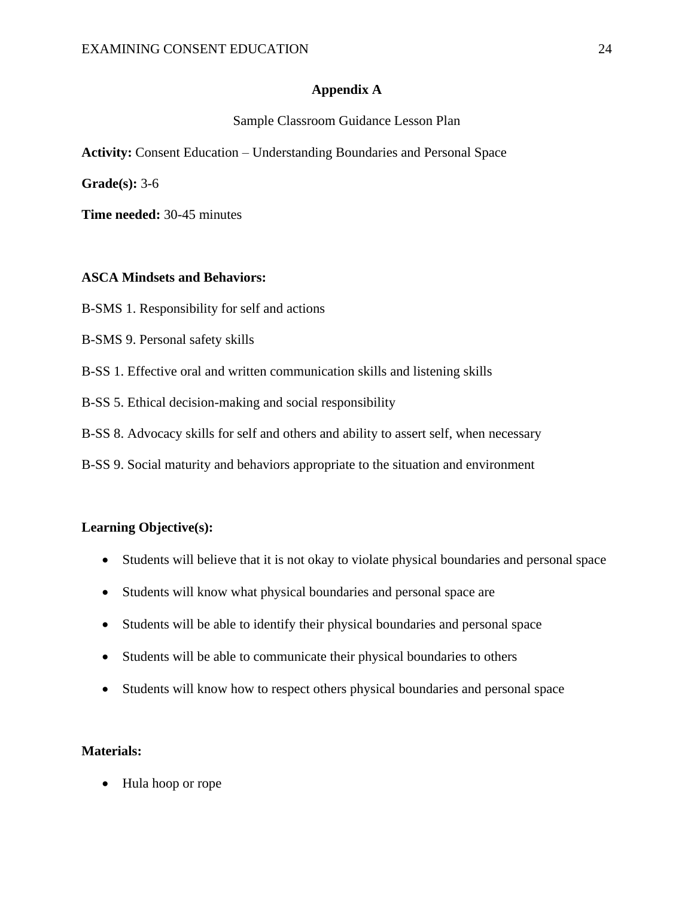## Appendix A

Sample Classroom Guidance Lesson Plan

**Activity:** Consent Education – Understanding Boundaries and Personal Space

**Grade(s):** 3-6

**Time needed:** 30-45 minutes

**ASCA Mindsets and Behaviors:**

B-SMS 1. Responsibility for self and actions

B-SMS 9. Personal safety skills

B-SS 1. Effective oral and written communication skills and listening skills

B-SS 5. Ethical decision-making and social responsibility

B-SS 8. Advocacy skills for self and others and ability to assert self, when necessary

B-SS 9. Social maturity and behaviors appropriate to the situation and environment

**Learning Objective(s):**

- Students will believe that it is not okay to violate physical boundaries and personal space
- Students will know what physical boundaries and personal space are
- Students will be able to identify their physical boundaries and personal space
- Students will be able to communicate their physical boundaries to others
- Students will know how to respect others physical boundaries and personal space

**Materials:**

- Hula hoop or rope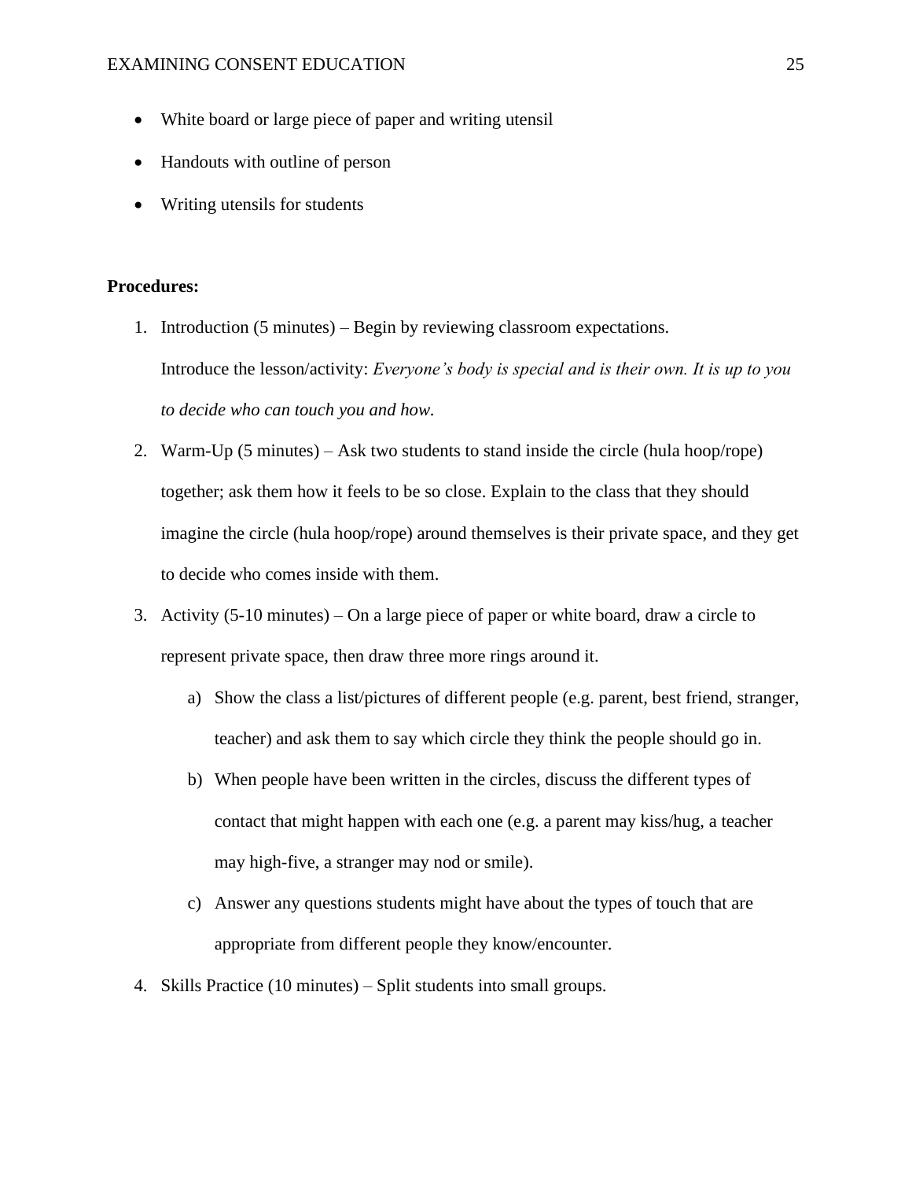- White board or large piece of paper and writing utensil
- Handouts with outline of person
- Writing utensils for students

**Procedures:**

1. Introduction (5 minutes) – Begin by reviewing classroom expectations.

   Introduce the lesson/activity: *Everyone's body is special and is their own. It is up to you to decide who can touch you and how.*

2. Warm-Up (5 minutes) – Ask two students to stand inside the circle (hula hoop/rope) together; ask them how it feels to be so close. Explain to the class that they should imagine the circle (hula hoop/rope) around themselves is their private space, and they get to decide who comes inside with them.

3. Activity (5-10 minutes) – On a large piece of paper or white board, draw a circle to represent private space, then draw three more rings around it.

   a) Show the class a list/pictures of different people (e.g. parent, best friend, stranger, teacher) and ask them to say which circle they think the people should go in.

   b) When people have been written in the circles, discuss the different types of contact that might happen with each one (e.g. a parent may kiss/hug, a teacher may high-five, a stranger may nod or smile).

   c) Answer any questions students might have about the types of touch that are appropriate from different people they know/encounter.

4. Skills Practice (10 minutes) – Split students into small groups.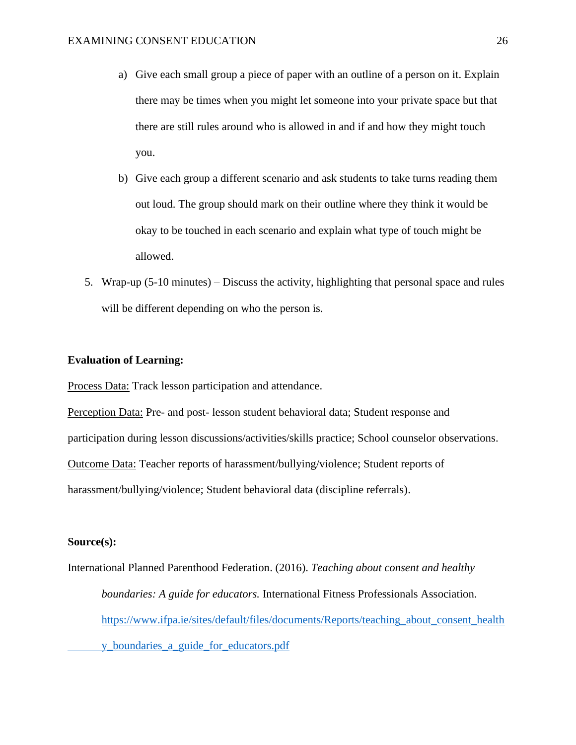a) Give each small group a piece of paper with an outline of a person on it. Explain there may be times when you might let someone into your private space but that there are still rules around who is allowed in and if and how they might touch you.

b) Give each group a different scenario and ask students to take turns reading them out loud. The group should mark on their outline where they think it would be okay to be touched in each scenario and explain what type of touch might be allowed.

5. Wrap-up (5-10 minutes) – Discuss the activity, highlighting that personal space and rules will be different depending on who the person is.

**Evaluation of Learning:**

Process Data: Track lesson participation and attendance.

Perception Data: Pre- and post- lesson student behavioral data; Student response and participation during lesson discussions/activities/skills practice; School counselor observations.

Outcome Data: Teacher reports of harassment/bullying/violence; Student reports of harassment/bullying/violence; Student behavioral data (discipline referrals).

**Source(s):**

International Planned Parenthood Federation. (2016). *Teaching about consent and healthy boundaries: A guide for educators.* International Fitness Professionals Association. https://www.ifpa.ie/sites/default/files/documents/Reports/teaching_about_consent_healthy_boundaries_a_guide_for_educators.pdf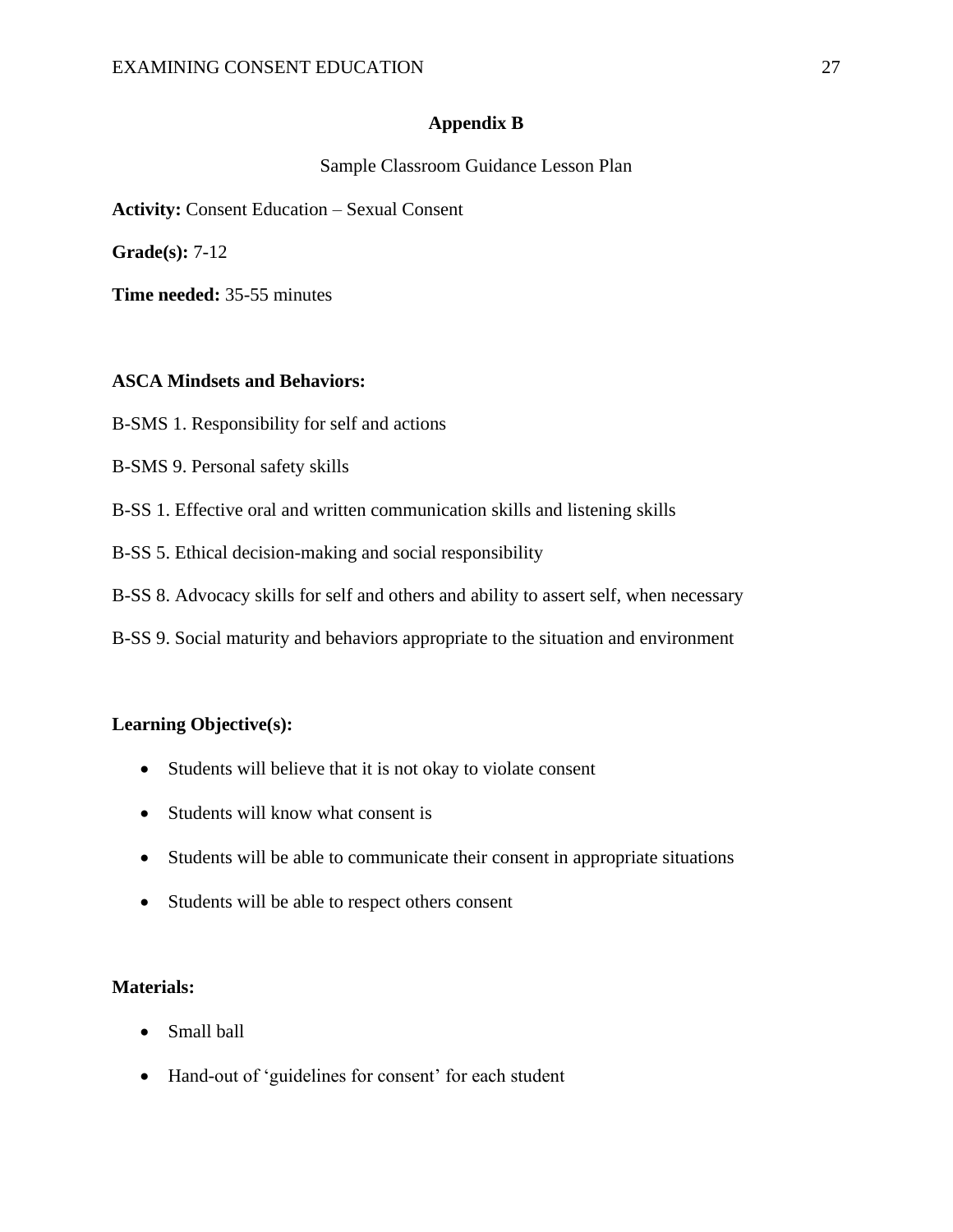## Appendix B

Sample Classroom Guidance Lesson Plan

**Activity:** Consent Education – Sexual Consent

**Grade(s):** 7-12

**Time needed:** 35-55 minutes

**ASCA Mindsets and Behaviors:**

B-SMS 1. Responsibility for self and actions

B-SMS 9. Personal safety skills

B-SS 1. Effective oral and written communication skills and listening skills

B-SS 5. Ethical decision-making and social responsibility

B-SS 8. Advocacy skills for self and others and ability to assert self, when necessary

B-SS 9. Social maturity and behaviors appropriate to the situation and environment

**Learning Objective(s):**

- Students will believe that it is not okay to violate consent
- Students will know what consent is
- Students will be able to communicate their consent in appropriate situations
- Students will be able to respect others consent

**Materials:**

- Small ball
- Hand-out of 'guidelines for consent' for each student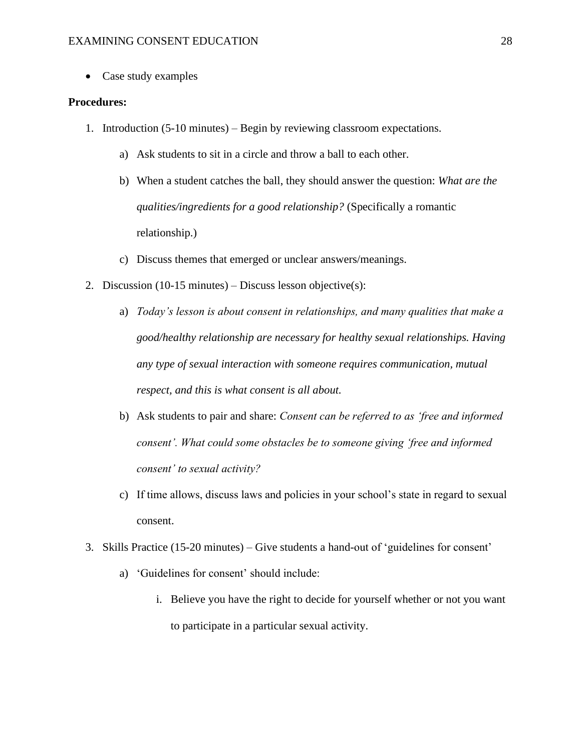- Case study examples

**Procedures:**

1. Introduction (5-10 minutes) – Begin by reviewing classroom expectations.
   a) Ask students to sit in a circle and throw a ball to each other.
   b) When a student catches the ball, they should answer the question: *What are the qualities/ingredients for a good relationship?* (Specifically a romantic relationship.)
   c) Discuss themes that emerged or unclear answers/meanings.
2. Discussion (10-15 minutes) – Discuss lesson objective(s):
   a) *Today's lesson is about consent in relationships, and many qualities that make a good/healthy relationship are necessary for healthy sexual relationships. Having any type of sexual interaction with someone requires communication, mutual respect, and this is what consent is all about.*
   b) Ask students to pair and share: *Consent can be referred to as 'free and informed consent'. What could some obstacles be to someone giving 'free and informed consent' to sexual activity?*
   c) If time allows, discuss laws and policies in your school's state in regard to sexual consent.
3. Skills Practice (15-20 minutes) – Give students a hand-out of 'guidelines for consent'
   a) 'Guidelines for consent' should include:
      i. Believe you have the right to decide for yourself whether or not you want to participate in a particular sexual activity.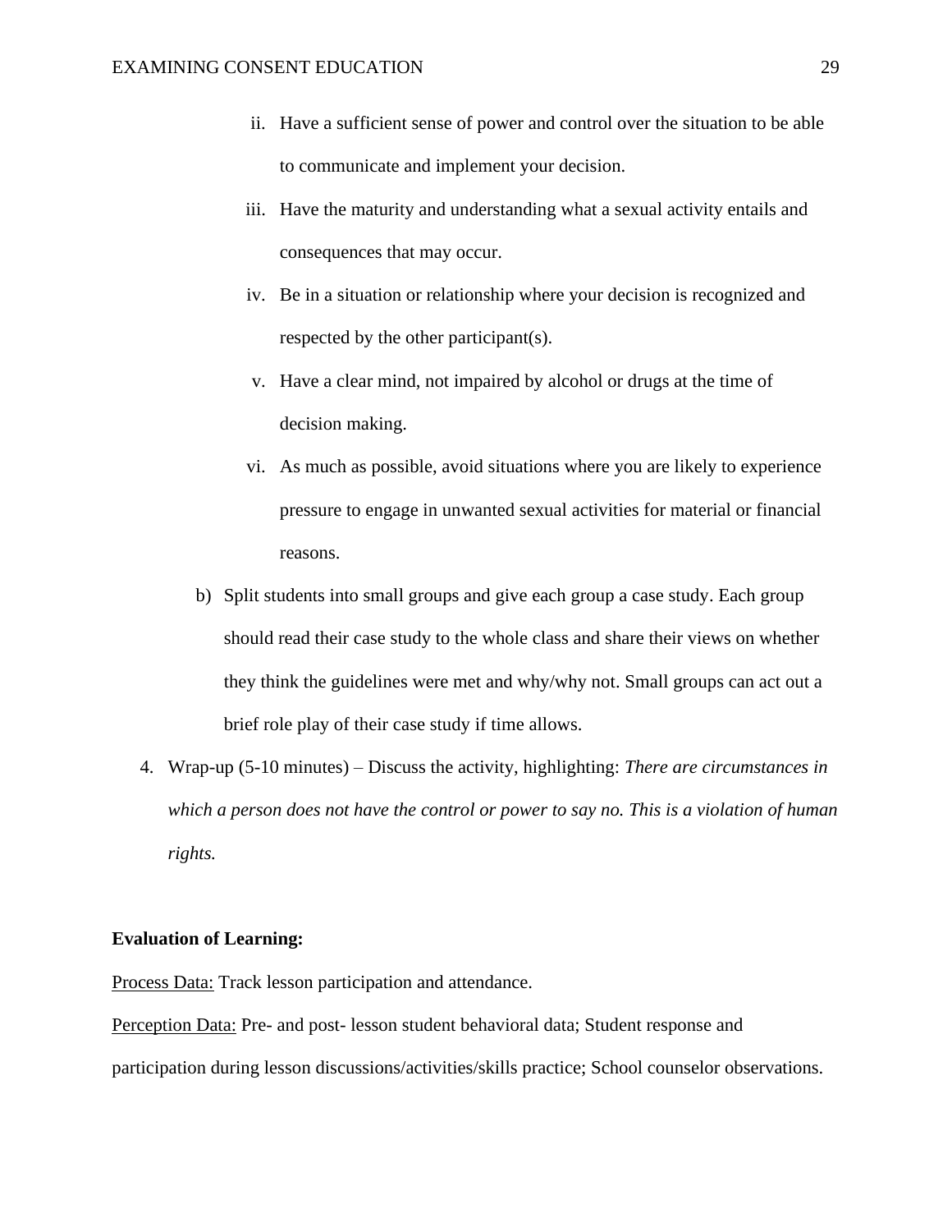ii. Have a sufficient sense of power and control over the situation to be able to communicate and implement your decision.

iii. Have the maturity and understanding what a sexual activity entails and consequences that may occur.

iv. Be in a situation or relationship where your decision is recognized and respected by the other participant(s).

v. Have a clear mind, not impaired by alcohol or drugs at the time of decision making.

vi. As much as possible, avoid situations where you are likely to experience pressure to engage in unwanted sexual activities for material or financial reasons.

b) Split students into small groups and give each group a case study. Each group should read their case study to the whole class and share their views on whether they think the guidelines were met and why/why not. Small groups can act out a brief role play of their case study if time allows.

4. Wrap-up (5-10 minutes) – Discuss the activity, highlighting: *There are circumstances in which a person does not have the control or power to say no. This is a violation of human rights.*

**Evaluation of Learning:**

<u>Process Data:</u> Track lesson participation and attendance.

<u>Perception Data:</u> Pre- and post- lesson student behavioral data; Student response and participation during lesson discussions/activities/skills practice; School counselor observations.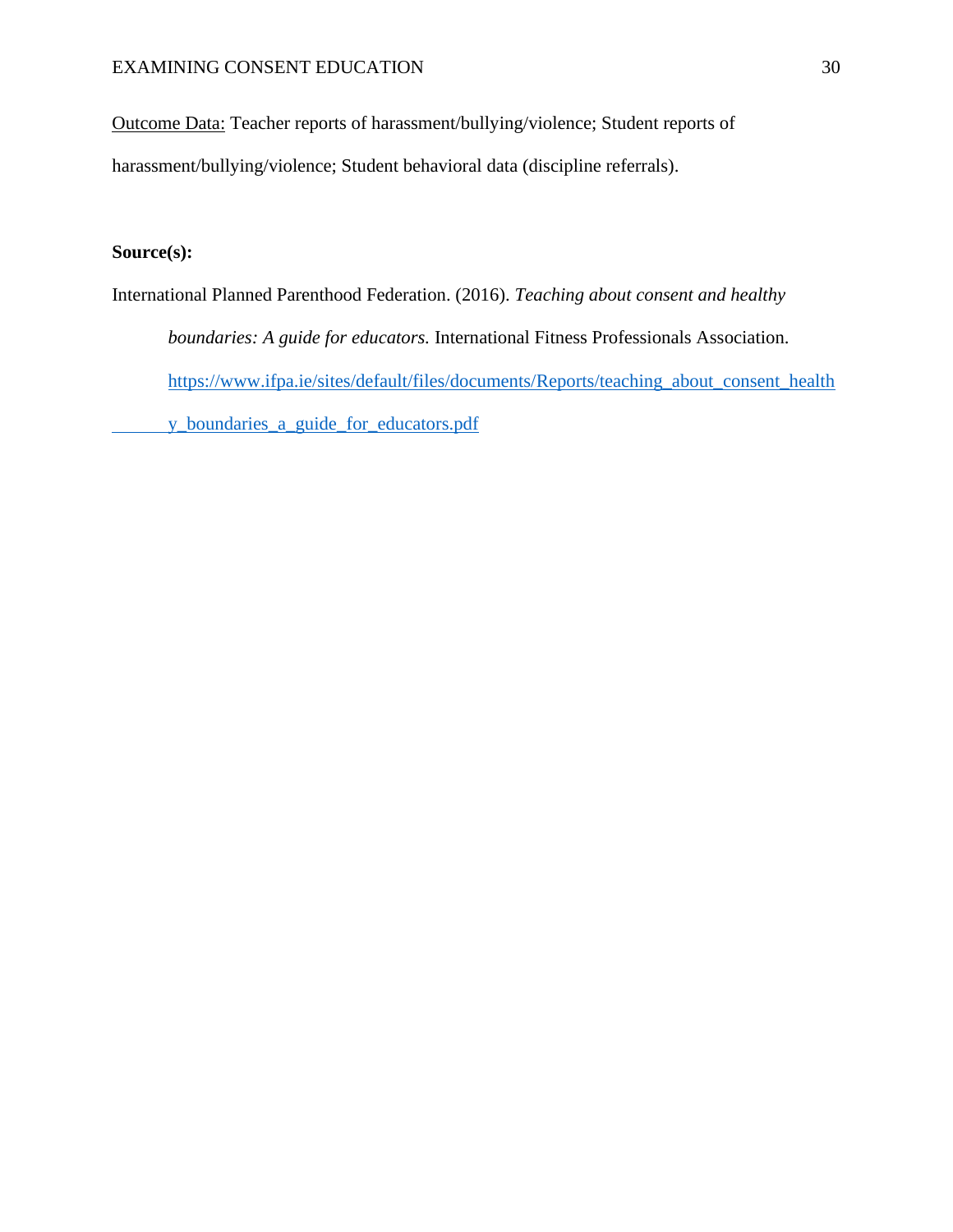Outcome Data: Teacher reports of harassment/bullying/violence; Student reports of harassment/bullying/violence; Student behavioral data (discipline referrals).

**Source(s):**

International Planned Parenthood Federation. (2016). *Teaching about consent and healthy boundaries: A guide for educators.* International Fitness Professionals Association. https://www.ifpa.ie/sites/default/files/documents/Reports/teaching_about_consent_healthy_boundaries_a_guide_for_educators.pdf